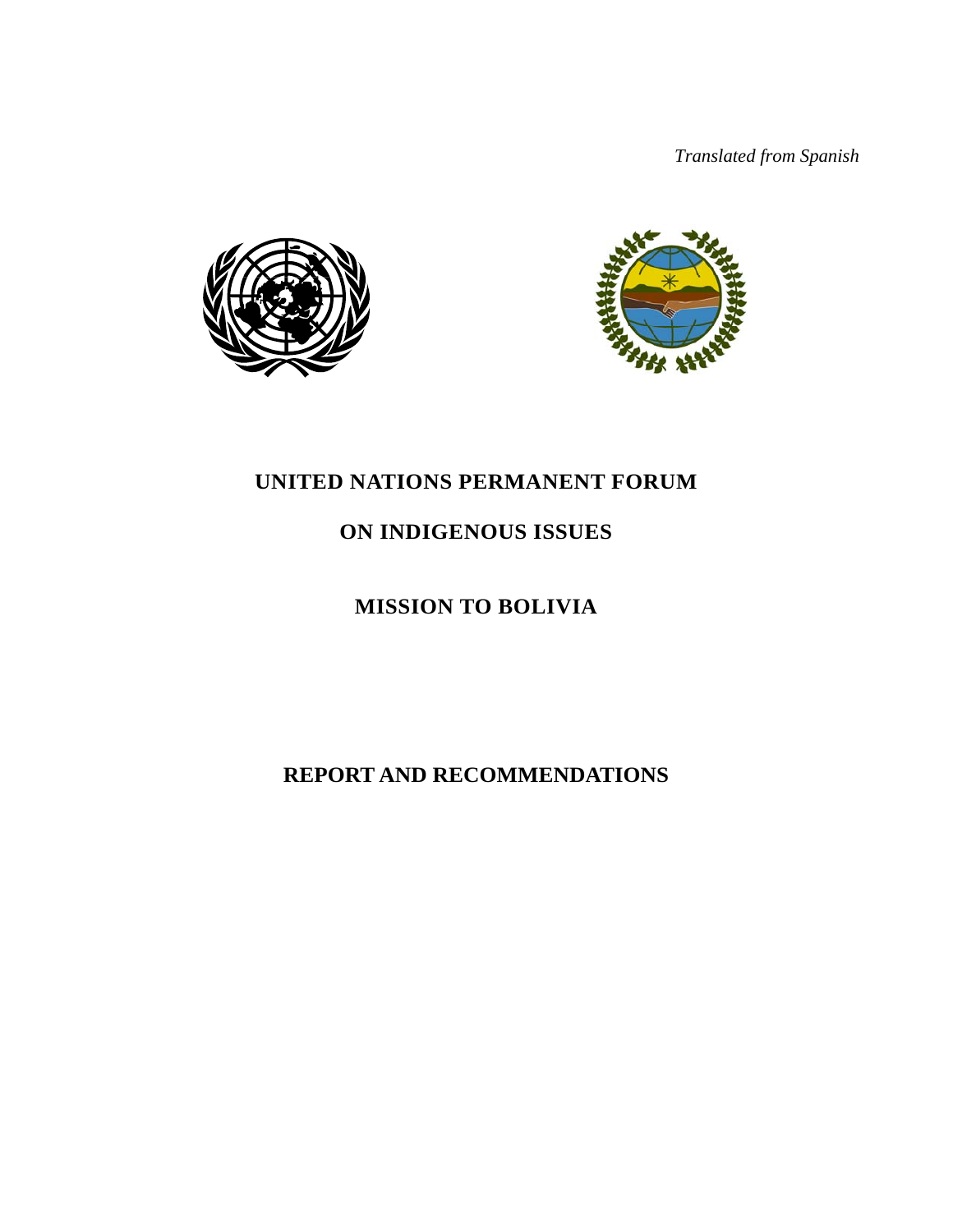*Translated from Spanish*

# UNITED NATIONS PERMANENT FORUM

# ON INDIGENOUS ISSUES

## MISSION TO BOLIVIA

## REPORT AND RECOMMENDATIONS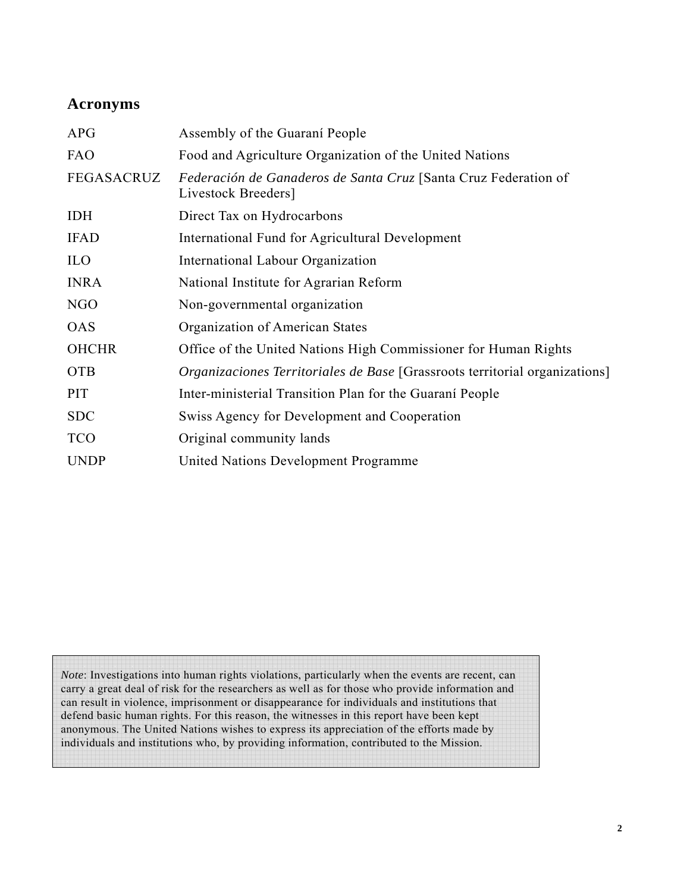## Acronyms

| | |
|---|---|
| APG | Assembly of the Guaraní People |
| FAO | Food and Agriculture Organization of the United Nations |
| FEGASACRUZ | *Federación de Ganaderos de Santa Cruz* [Santa Cruz Federation of Livestock Breeders] |
| IDH | Direct Tax on Hydrocarbons |
| IFAD | International Fund for Agricultural Development |
| ILO | International Labour Organization |
| INRA | National Institute for Agrarian Reform |
| NGO | Non-governmental organization |
| OAS | Organization of American States |
| OHCHR | Office of the United Nations High Commissioner for Human Rights |
| OTB | *Organizaciones Territoriales de Base* [Grassroots territorial organizations] |
| PIT | Inter-ministerial Transition Plan for the Guaraní People |
| SDC | Swiss Agency for Development and Cooperation |
| TCO | Original community lands |
| UNDP | United Nations Development Programme |

*Note*: Investigations into human rights violations, particularly when the events are recent, can carry a great deal of risk for the researchers as well as for those who provide information and can result in violence, imprisonment or disappearance for individuals and institutions that defend basic human rights. For this reason, the witnesses in this report have been kept anonymous. The United Nations wishes to express its appreciation of the efforts made by individuals and institutions who, by providing information, contributed to the Mission.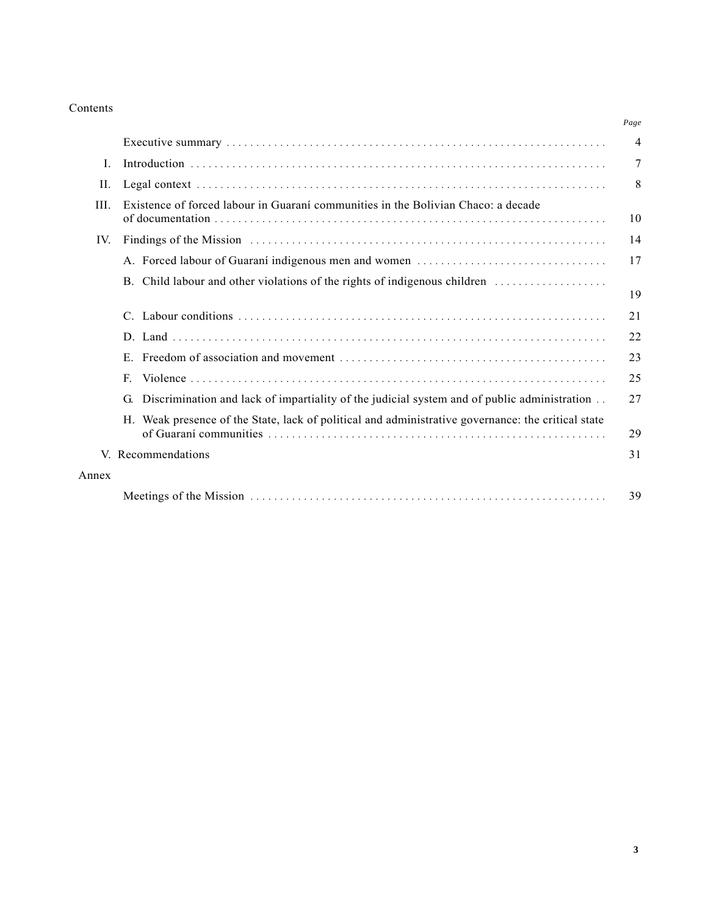# Contents

| | | Page |
|---|---|---|
| | Executive summary | 4 |
| I. | Introduction | 7 |
| II. | Legal context | 8 |
| III. | Existence of forced labour in Guaraní communities in the Bolivian Chaco: a decade of documentation | 10 |
| IV. | Findings of the Mission | 14 |
| | A. Forced labour of Guaraní indigenous men and women | 17 |
| | B. Child labour and other violations of the rights of indigenous children | 19 |
| | C. Labour conditions | 21 |
| | D. Land | 22 |
| | E. Freedom of association and movement | 23 |
| | F. Violence | 25 |
| | G. Discrimination and lack of impartiality of the judicial system and of public administration | 27 |
| | H. Weak presence of the State, lack of political and administrative governance: the critical state of Guaraní communities | 29 |
| V. | Recommendations | 31 |
| Annex | | |
| | Meetings of the Mission | 39 |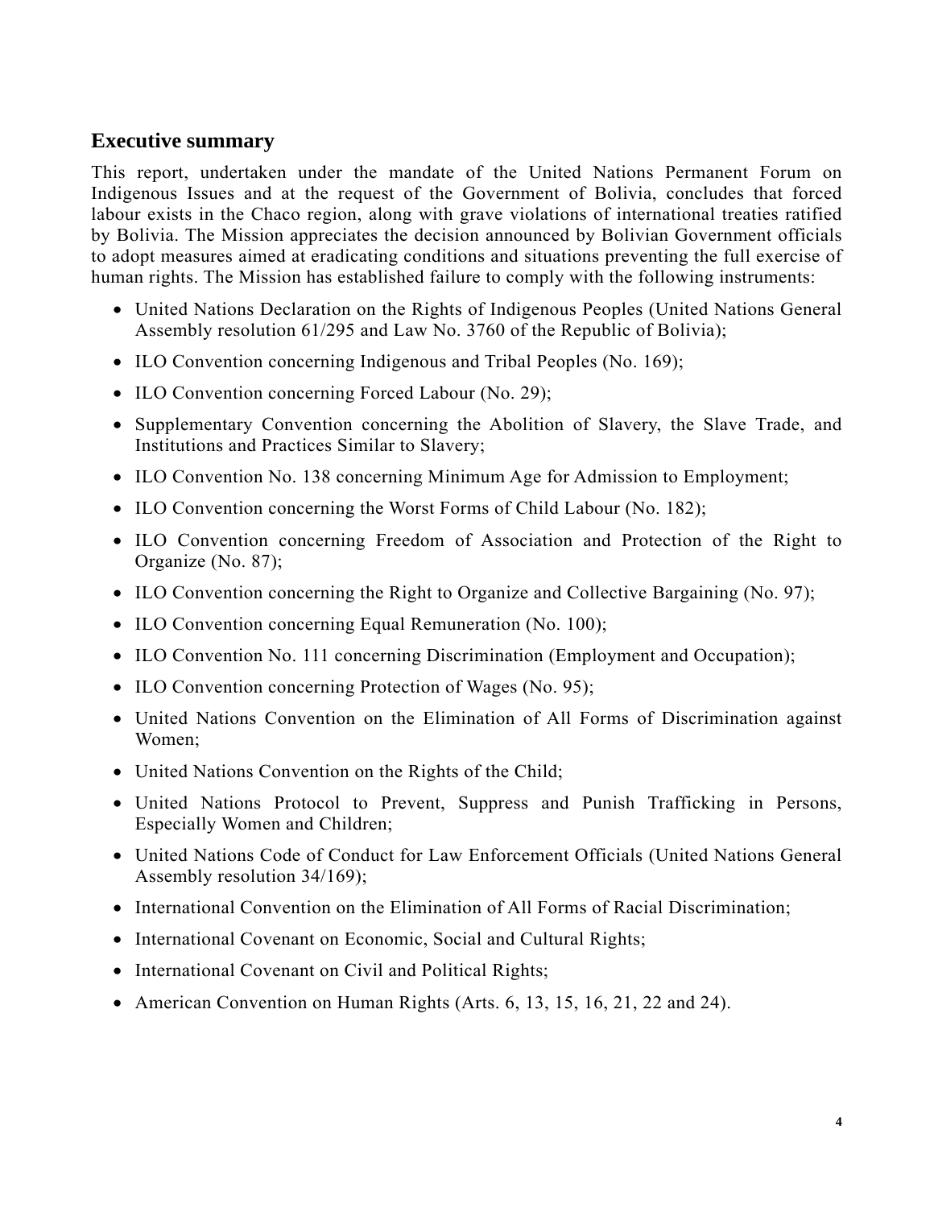## Executive summary

This report, undertaken under the mandate of the United Nations Permanent Forum on Indigenous Issues and at the request of the Government of Bolivia, concludes that forced labour exists in the Chaco region, along with grave violations of international treaties ratified by Bolivia. The Mission appreciates the decision announced by Bolivian Government officials to adopt measures aimed at eradicating conditions and situations preventing the full exercise of human rights. The Mission has established failure to comply with the following instruments:

- United Nations Declaration on the Rights of Indigenous Peoples (United Nations General Assembly resolution 61/295 and Law No. 3760 of the Republic of Bolivia);
- ILO Convention concerning Indigenous and Tribal Peoples (No. 169);
- ILO Convention concerning Forced Labour (No. 29);
- Supplementary Convention concerning the Abolition of Slavery, the Slave Trade, and Institutions and Practices Similar to Slavery;
- ILO Convention No. 138 concerning Minimum Age for Admission to Employment;
- ILO Convention concerning the Worst Forms of Child Labour (No. 182);
- ILO Convention concerning Freedom of Association and Protection of the Right to Organize (No. 87);
- ILO Convention concerning the Right to Organize and Collective Bargaining (No. 97);
- ILO Convention concerning Equal Remuneration (No. 100);
- ILO Convention No. 111 concerning Discrimination (Employment and Occupation);
- ILO Convention concerning Protection of Wages (No. 95);
- United Nations Convention on the Elimination of All Forms of Discrimination against Women;
- United Nations Convention on the Rights of the Child;
- United Nations Protocol to Prevent, Suppress and Punish Trafficking in Persons, Especially Women and Children;
- United Nations Code of Conduct for Law Enforcement Officials (United Nations General Assembly resolution 34/169);
- International Convention on the Elimination of All Forms of Racial Discrimination;
- International Covenant on Economic, Social and Cultural Rights;
- International Covenant on Civil and Political Rights;
- American Convention on Human Rights (Arts. 6, 13, 15, 16, 21, 22 and 24).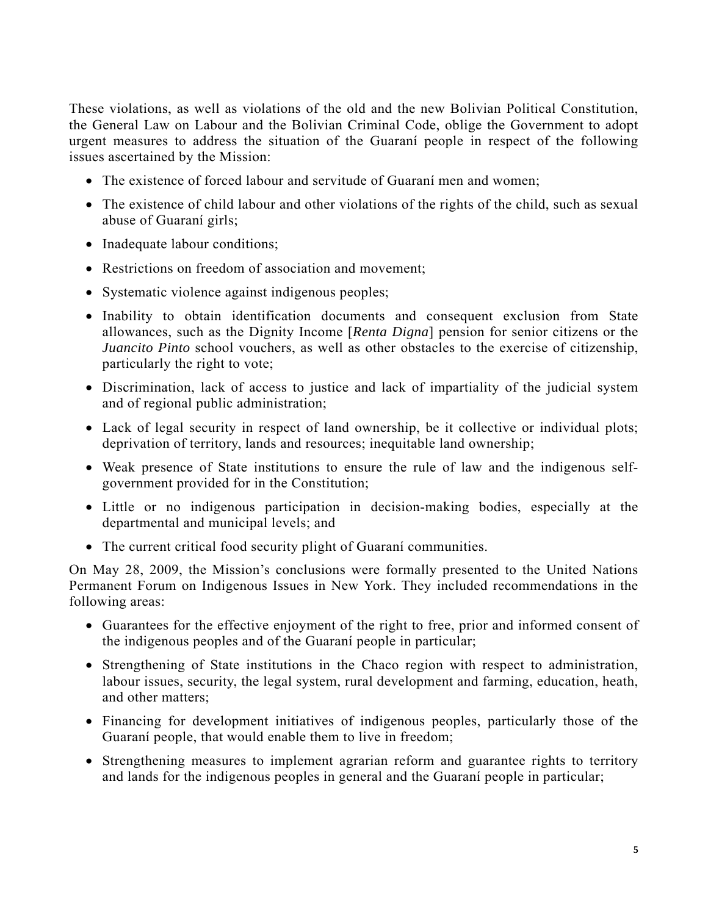These violations, as well as violations of the old and the new Bolivian Political Constitution, the General Law on Labour and the Bolivian Criminal Code, oblige the Government to adopt urgent measures to address the situation of the Guaraní people in respect of the following issues ascertained by the Mission:

- The existence of forced labour and servitude of Guaraní men and women;
- The existence of child labour and other violations of the rights of the child, such as sexual abuse of Guaraní girls;
- Inadequate labour conditions;
- Restrictions on freedom of association and movement;
- Systematic violence against indigenous peoples;
- Inability to obtain identification documents and consequent exclusion from State allowances, such as the Dignity Income [*Renta Digna*] pension for senior citizens or the *Juancito Pinto* school vouchers, as well as other obstacles to the exercise of citizenship, particularly the right to vote;
- Discrimination, lack of access to justice and lack of impartiality of the judicial system and of regional public administration;
- Lack of legal security in respect of land ownership, be it collective or individual plots; deprivation of territory, lands and resources; inequitable land ownership;
- Weak presence of State institutions to ensure the rule of law and the indigenous self-government provided for in the Constitution;
- Little or no indigenous participation in decision-making bodies, especially at the departmental and municipal levels; and
- The current critical food security plight of Guaraní communities.

On May 28, 2009, the Mission's conclusions were formally presented to the United Nations Permanent Forum on Indigenous Issues in New York. They included recommendations in the following areas:

- Guarantees for the effective enjoyment of the right to free, prior and informed consent of the indigenous peoples and of the Guaraní people in particular;
- Strengthening of State institutions in the Chaco region with respect to administration, labour issues, security, the legal system, rural development and farming, education, heath, and other matters;
- Financing for development initiatives of indigenous peoples, particularly those of the Guaraní people, that would enable them to live in freedom;
- Strengthening measures to implement agrarian reform and guarantee rights to territory and lands for the indigenous peoples in general and the Guaraní people in particular;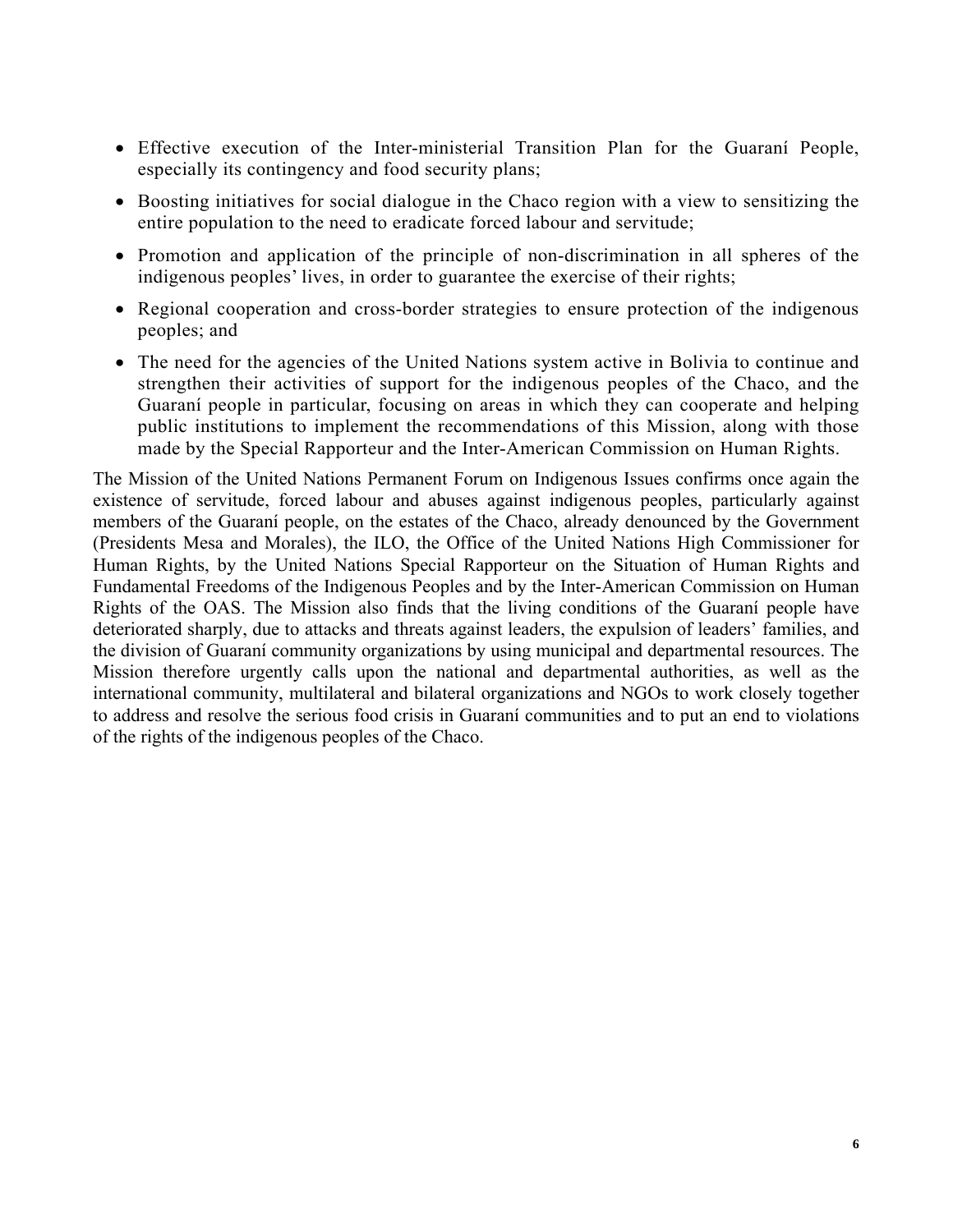- Effective execution of the Inter-ministerial Transition Plan for the Guaraní People, especially its contingency and food security plans;
- Boosting initiatives for social dialogue in the Chaco region with a view to sensitizing the entire population to the need to eradicate forced labour and servitude;
- Promotion and application of the principle of non-discrimination in all spheres of the indigenous peoples' lives, in order to guarantee the exercise of their rights;
- Regional cooperation and cross-border strategies to ensure protection of the indigenous peoples; and
- The need for the agencies of the United Nations system active in Bolivia to continue and strengthen their activities of support for the indigenous peoples of the Chaco, and the Guaraní people in particular, focusing on areas in which they can cooperate and helping public institutions to implement the recommendations of this Mission, along with those made by the Special Rapporteur and the Inter-American Commission on Human Rights.

The Mission of the United Nations Permanent Forum on Indigenous Issues confirms once again the existence of servitude, forced labour and abuses against indigenous peoples, particularly against members of the Guaraní people, on the estates of the Chaco, already denounced by the Government (Presidents Mesa and Morales), the ILO, the Office of the United Nations High Commissioner for Human Rights, by the United Nations Special Rapporteur on the Situation of Human Rights and Fundamental Freedoms of the Indigenous Peoples and by the Inter-American Commission on Human Rights of the OAS. The Mission also finds that the living conditions of the Guaraní people have deteriorated sharply, due to attacks and threats against leaders, the expulsion of leaders' families, and the division of Guaraní community organizations by using municipal and departmental resources. The Mission therefore urgently calls upon the national and departmental authorities, as well as the international community, multilateral and bilateral organizations and NGOs to work closely together to address and resolve the serious food crisis in Guaraní communities and to put an end to violations of the rights of the indigenous peoples of the Chaco.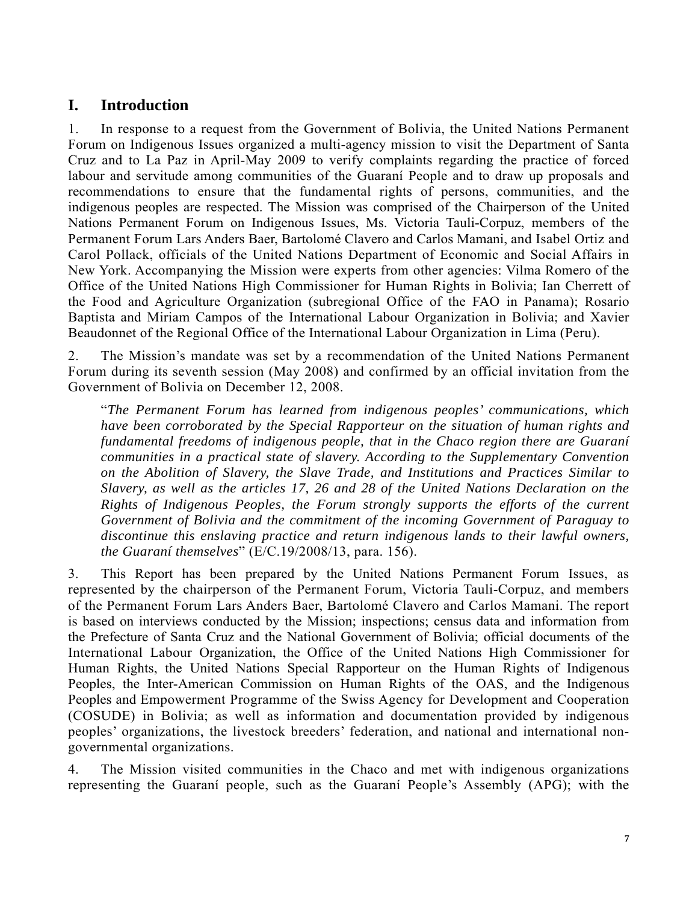## I. Introduction

1. In response to a request from the Government of Bolivia, the United Nations Permanent Forum on Indigenous Issues organized a multi-agency mission to visit the Department of Santa Cruz and to La Paz in April-May 2009 to verify complaints regarding the practice of forced labour and servitude among communities of the Guaraní People and to draw up proposals and recommendations to ensure that the fundamental rights of persons, communities, and the indigenous peoples are respected. The Mission was comprised of the Chairperson of the United Nations Permanent Forum on Indigenous Issues, Ms. Victoria Tauli-Corpuz, members of the Permanent Forum Lars Anders Baer, Bartolomé Clavero and Carlos Mamani, and Isabel Ortiz and Carol Pollack, officials of the United Nations Department of Economic and Social Affairs in New York. Accompanying the Mission were experts from other agencies: Vilma Romero of the Office of the United Nations High Commissioner for Human Rights in Bolivia; Ian Cherrett of the Food and Agriculture Organization (subregional Office of the FAO in Panama); Rosario Baptista and Miriam Campos of the International Labour Organization in Bolivia; and Xavier Beaudonnet of the Regional Office of the International Labour Organization in Lima (Peru).

2. The Mission's mandate was set by a recommendation of the United Nations Permanent Forum during its seventh session (May 2008) and confirmed by an official invitation from the Government of Bolivia on December 12, 2008.

> "*The Permanent Forum has learned from indigenous peoples' communications, which have been corroborated by the Special Rapporteur on the situation of human rights and fundamental freedoms of indigenous people, that in the Chaco region there are Guaraní communities in a practical state of slavery. According to the Supplementary Convention on the Abolition of Slavery, the Slave Trade, and Institutions and Practices Similar to Slavery, as well as the articles 17, 26 and 28 of the United Nations Declaration on the Rights of Indigenous Peoples, the Forum strongly supports the efforts of the current Government of Bolivia and the commitment of the incoming Government of Paraguay to discontinue this enslaving practice and return indigenous lands to their lawful owners, the Guaraní themselves*" (E/C.19/2008/13, para. 156).

3. This Report has been prepared by the United Nations Permanent Forum Issues, as represented by the chairperson of the Permanent Forum, Victoria Tauli-Corpuz, and members of the Permanent Forum Lars Anders Baer, Bartolomé Clavero and Carlos Mamani. The report is based on interviews conducted by the Mission; inspections; census data and information from the Prefecture of Santa Cruz and the National Government of Bolivia; official documents of the International Labour Organization, the Office of the United Nations High Commissioner for Human Rights, the United Nations Special Rapporteur on the Human Rights of Indigenous Peoples, the Inter-American Commission on Human Rights of the OAS, and the Indigenous Peoples and Empowerment Programme of the Swiss Agency for Development and Cooperation (COSUDE) in Bolivia; as well as information and documentation provided by indigenous peoples' organizations, the livestock breeders' federation, and national and international non-governmental organizations.

4. The Mission visited communities in the Chaco and met with indigenous organizations representing the Guaraní people, such as the Guaraní People's Assembly (APG); with the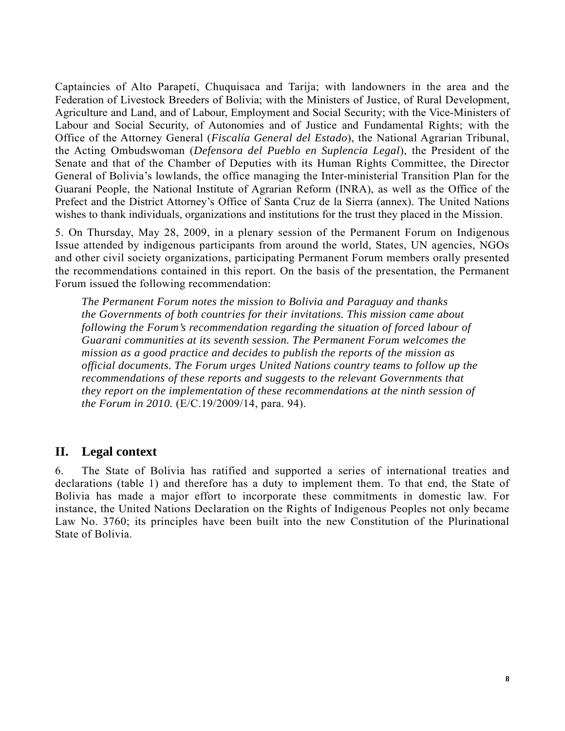Captaincies of Alto Parapetí, Chuquisaca and Tarija; with landowners in the area and the Federation of Livestock Breeders of Bolivia; with the Ministers of Justice, of Rural Development, Agriculture and Land, and of Labour, Employment and Social Security; with the Vice-Ministers of Labour and Social Security, of Autonomies and of Justice and Fundamental Rights; with the Office of the Attorney General (*Fiscalía General del Estado*), the National Agrarian Tribunal, the Acting Ombudswoman (*Defensora del Pueblo en Suplencia Legal*), the President of the Senate and that of the Chamber of Deputies with its Human Rights Committee, the Director General of Bolivia's lowlands, the office managing the Inter-ministerial Transition Plan for the Guaraní People, the National Institute of Agrarian Reform (INRA), as well as the Office of the Prefect and the District Attorney's Office of Santa Cruz de la Sierra (annex). The United Nations wishes to thank individuals, organizations and institutions for the trust they placed in the Mission.

5. On Thursday, May 28, 2009, in a plenary session of the Permanent Forum on Indigenous Issue attended by indigenous participants from around the world, States, UN agencies, NGOs and other civil society organizations, participating Permanent Forum members orally presented the recommendations contained in this report. On the basis of the presentation, the Permanent Forum issued the following recommendation:

> *The Permanent Forum notes the mission to Bolivia and Paraguay and thanks the Governments of both countries for their invitations. This mission came about following the Forum's recommendation regarding the situation of forced labour of Guarani communities at its seventh session. The Permanent Forum welcomes the mission as a good practice and decides to publish the reports of the mission as official documents. The Forum urges United Nations country teams to follow up the recommendations of these reports and suggests to the relevant Governments that they report on the implementation of these recommendations at the ninth session of the Forum in 2010.* (E/C.19/2009/14, para. 94).

## II. Legal context

6. The State of Bolivia has ratified and supported a series of international treaties and declarations (table 1) and therefore has a duty to implement them. To that end, the State of Bolivia has made a major effort to incorporate these commitments in domestic law. For instance, the United Nations Declaration on the Rights of Indigenous Peoples not only became Law No. 3760; its principles have been built into the new Constitution of the Plurinational State of Bolivia.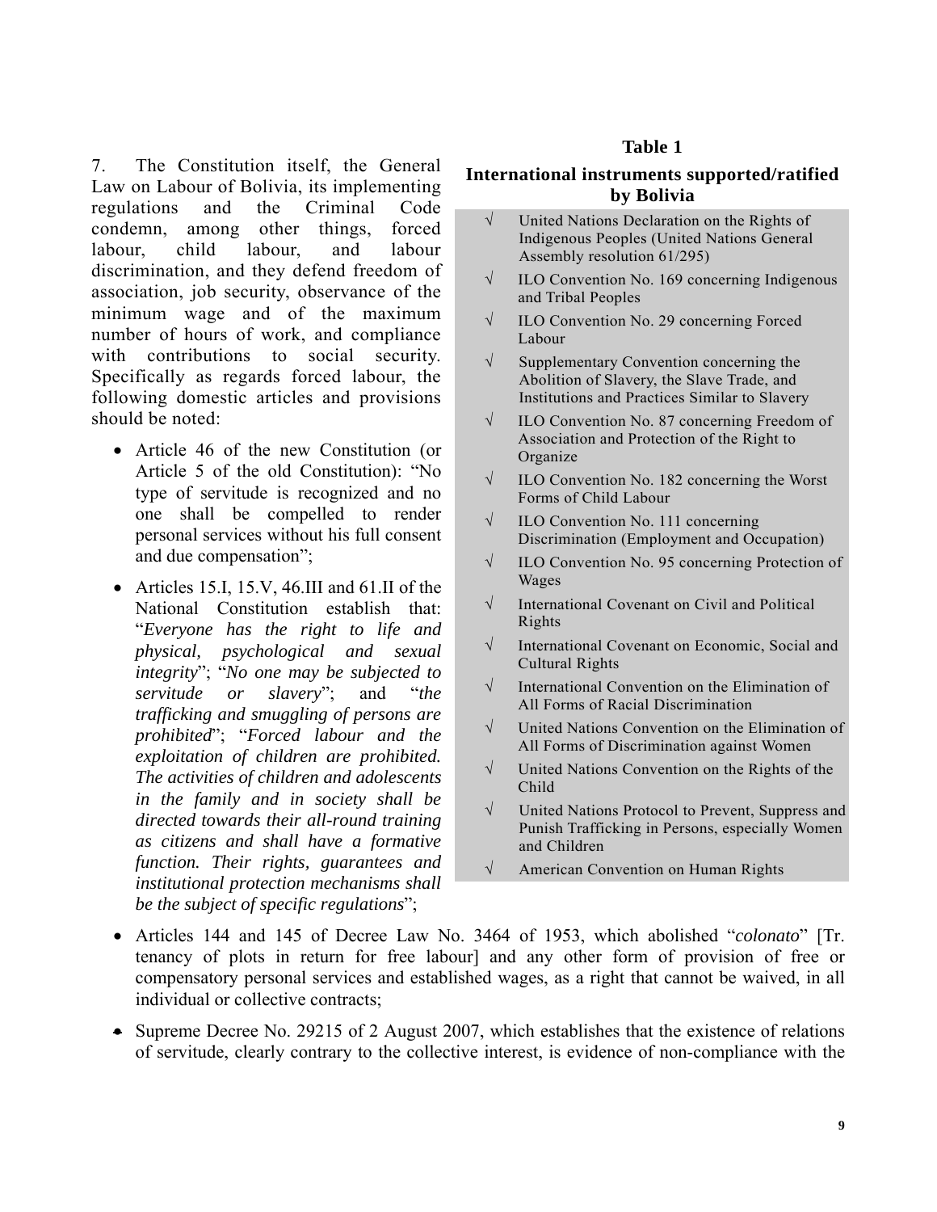7. The Constitution itself, the General Law on Labour of Bolivia, its implementing regulations and the Criminal Code condemn, among other things, forced labour, child labour, and labour discrimination, and they defend freedom of association, job security, observance of the minimum wage and of the maximum number of hours of work, and compliance with contributions to social security. Specifically as regards forced labour, the following domestic articles and provisions should be noted:

- Article 46 of the new Constitution (or Article 5 of the old Constitution): "No type of servitude is recognized and no one shall be compelled to render personal services without his full consent and due compensation";
- Articles 15.I, 15.V, 46.III and 61.II of the National Constitution establish that: "*Everyone has the right to life and physical, psychological and sexual integrity*"; "*No one may be subjected to servitude or slavery*"; and "*the trafficking and smuggling of persons are prohibited*"; "*Forced labour and the exploitation of children are prohibited. The activities of children and adolescents in the family and in society shall be directed towards their all-round training as citizens and shall have a formative function. Their rights, guarantees and institutional protection mechanisms shall be the subject of specific regulations*";

**Table 1**

**International instruments supported/ratified by Bolivia**

| | |
|---|---|
| √ | United Nations Declaration on the Rights of Indigenous Peoples (United Nations General Assembly resolution 61/295) |
| √ | ILO Convention No. 169 concerning Indigenous and Tribal Peoples |
| √ | ILO Convention No. 29 concerning Forced Labour |
| √ | Supplementary Convention concerning the Abolition of Slavery, the Slave Trade, and Institutions and Practices Similar to Slavery |
| √ | ILO Convention No. 87 concerning Freedom of Association and Protection of the Right to Organize |
| √ | ILO Convention No. 182 concerning the Worst Forms of Child Labour |
| √ | ILO Convention No. 111 concerning Discrimination (Employment and Occupation) |
| √ | ILO Convention No. 95 concerning Protection of Wages |
| √ | International Covenant on Civil and Political Rights |
| √ | International Covenant on Economic, Social and Cultural Rights |
| √ | International Convention on the Elimination of All Forms of Racial Discrimination |
| √ | United Nations Convention on the Elimination of All Forms of Discrimination against Women |
| √ | United Nations Convention on the Rights of the Child |
| √ | United Nations Protocol to Prevent, Suppress and Punish Trafficking in Persons, especially Women and Children |
| √ | American Convention on Human Rights |

- Articles 144 and 145 of Decree Law No. 3464 of 1953, which abolished "*colonato*" [Tr. tenancy of plots in return for free labour] and any other form of provision of free or compensatory personal services and established wages, as a right that cannot be waived, in all individual or collective contracts;
- Supreme Decree No. 29215 of 2 August 2007, which establishes that the existence of relations of servitude, clearly contrary to the collective interest, is evidence of non-compliance with the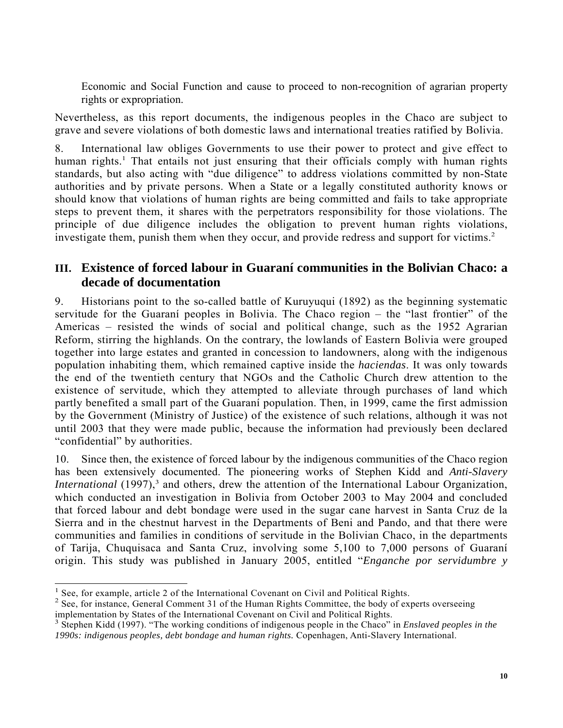Economic and Social Function and cause to proceed to non-recognition of agrarian property rights or expropriation.

Nevertheless, as this report documents, the indigenous peoples in the Chaco are subject to grave and severe violations of both domestic laws and international treaties ratified by Bolivia.

8. International law obliges Governments to use their power to protect and give effect to human rights.[1] That entails not just ensuring that their officials comply with human rights standards, but also acting with "due diligence" to address violations committed by non-State authorities and by private persons. When a State or a legally constituted authority knows or should know that violations of human rights are being committed and fails to take appropriate steps to prevent them, it shares with the perpetrators responsibility for those violations. The principle of due diligence includes the obligation to prevent human rights violations, investigate them, punish them when they occur, and provide redress and support for victims.[2]

## III. Existence of forced labour in Guaraní communities in the Bolivian Chaco: a decade of documentation

9. Historians point to the so-called battle of Kuruyuqui (1892) as the beginning systematic servitude for the Guaraní peoples in Bolivia. The Chaco region – the "last frontier" of the Americas – resisted the winds of social and political change, such as the 1952 Agrarian Reform, stirring the highlands. On the contrary, the lowlands of Eastern Bolivia were grouped together into large estates and granted in concession to landowners, along with the indigenous population inhabiting them, which remained captive inside the *haciendas*. It was only towards the end of the twentieth century that NGOs and the Catholic Church drew attention to the existence of servitude, which they attempted to alleviate through purchases of land which partly benefited a small part of the Guaraní population. Then, in 1999, came the first admission by the Government (Ministry of Justice) of the existence of such relations, although it was not until 2003 that they were made public, because the information had previously been declared "confidential" by authorities.

10. Since then, the existence of forced labour by the indigenous communities of the Chaco region has been extensively documented. The pioneering works of Stephen Kidd and *Anti-Slavery International* (1997),[3] and others, drew the attention of the International Labour Organization, which conducted an investigation in Bolivia from October 2003 to May 2004 and concluded that forced labour and debt bondage were used in the sugar cane harvest in Santa Cruz de la Sierra and in the chestnut harvest in the Departments of Beni and Pando, and that there were communities and families in conditions of servitude in the Bolivian Chaco, in the departments of Tarija, Chuquisaca and Santa Cruz, involving some 5,100 to 7,000 persons of Guaraní origin. This study was published in January 2005, entitled "*Enganche por servidumbre y*

---

[1] See, for example, article 2 of the International Covenant on Civil and Political Rights.

[2] See, for instance, General Comment 31 of the Human Rights Committee, the body of experts overseeing implementation by States of the International Covenant on Civil and Political Rights.

[3] Stephen Kidd (1997). "The working conditions of indigenous people in the Chaco" in *Enslaved peoples in the 1990s: indigenous peoples, debt bondage and human rights.* Copenhagen, Anti-Slavery International.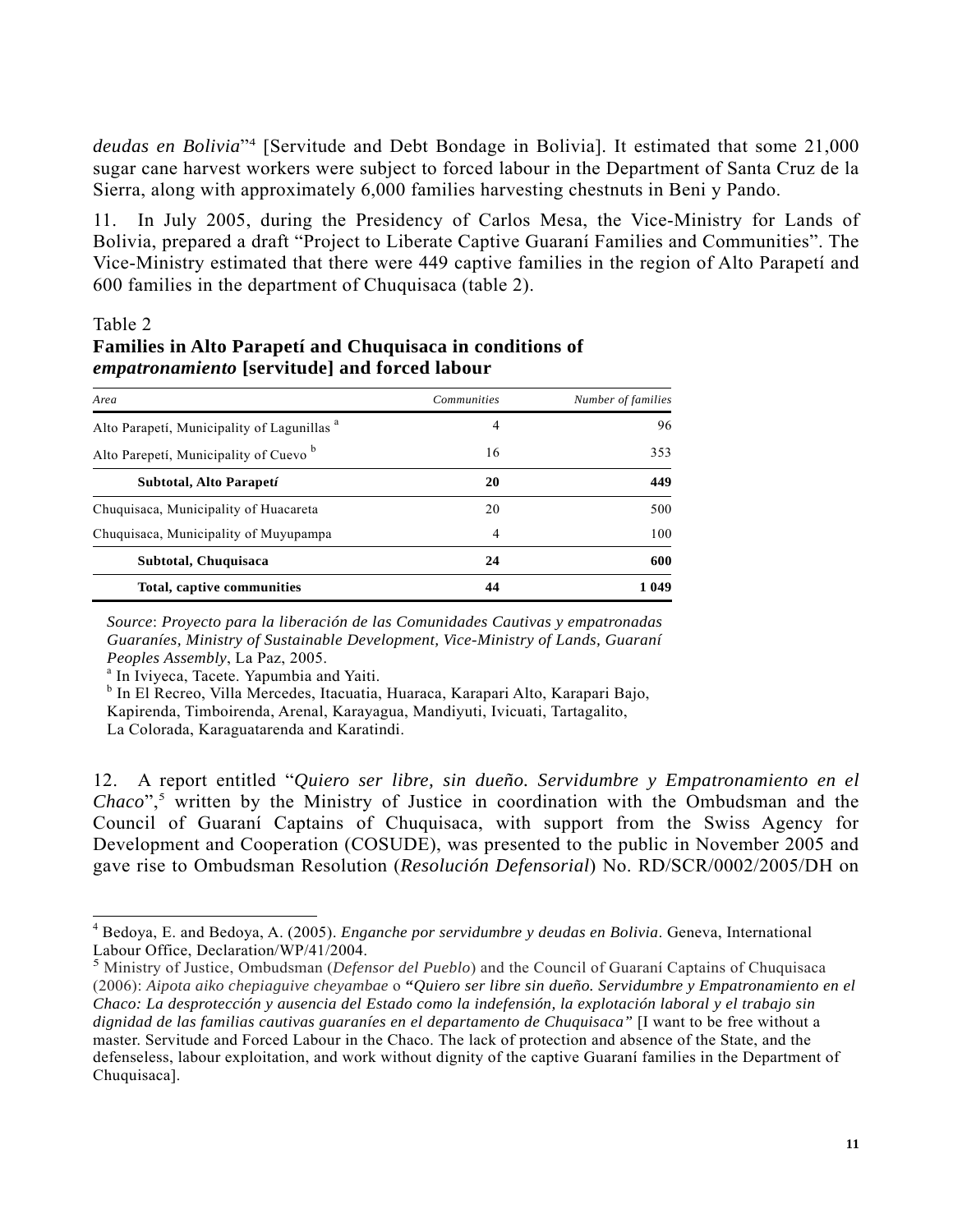*deudas en Bolivia*"[4] [Servitude and Debt Bondage in Bolivia]. It estimated that some 21,000 sugar cane harvest workers were subject to forced labour in the Department of Santa Cruz de la Sierra, along with approximately 6,000 families harvesting chestnuts in Beni y Pando.

11. In July 2005, during the Presidency of Carlos Mesa, the Vice-Ministry for Lands of Bolivia, prepared a draft "Project to Liberate Captive Guaraní Families and Communities". The Vice-Ministry estimated that there were 449 captive families in the region of Alto Parapetí and 600 families in the department of Chuquisaca (table 2).

Table 2
**Families in Alto Parapetí and Chuquisaca in conditions of *empatronamiento* [servitude] and forced labour**

| *Area* | *Communities* | *Number of families* |
|---|---|---|
| Alto Parapetí, Municipality of Lagunillas [a] | 4 | 96 |
| Alto Parepetí, Municipality of Cuevo [b] | 16 | 353 |
| **Subtotal, Alto Parapetí** | **20** | **449** |
| Chuquisaca, Municipality of Huacareta | 20 | 500 |
| Chuquisaca, Municipality of Muyupampa | 4 | 100 |
| **Subtotal, Chuquisaca** | **24** | **600** |
| **Total, captive communities** | **44** | **1 049** |

*Source*: *Proyecto para la liberación de las Comunidades Cautivas y empatronadas Guaraníes, Ministry of Sustainable Development, Vice-Ministry of Lands, Guaraní Peoples Assembly*, La Paz, 2005.
[a] In Iviyeca, Tacete. Yapumbia and Yaiti.
[b] In El Recreo, Villa Mercedes, Itacuatia, Huaraca, Karapari Alto, Karapari Bajo, Kapirenda, Timboirenda, Arenal, Karayagua, Mandiyuti, Ivicuati, Tartagalito, La Colorada, Karaguatarenda and Karatindi.

12. A report entitled "*Quiero ser libre, sin dueño. Servidumbre y Empatronamiento en el Chaco*",[5] written by the Ministry of Justice in coordination with the Ombudsman and the Council of Guaraní Captains of Chuquisaca, with support from the Swiss Agency for Development and Cooperation (COSUDE), was presented to the public in November 2005 and gave rise to Ombudsman Resolution (*Resolución Defensorial*) No. RD/SCR/0002/2005/DH on

---

[4] Bedoya, E. and Bedoya, A. (2005). *Enganche por servidumbre y deudas en Bolivia*. Geneva, International Labour Office, Declaration/WP/41/2004.

[5] Ministry of Justice, Ombudsman (*Defensor del Pueblo*) and the Council of Guaraní Captains of Chuquisaca (2006): *Aipota aiko chepiaguive cheyambae* o ***"Quiero ser libre sin dueño. Servidumbre y Empatronamiento en el Chaco: La desprotección y ausencia del Estado como la indefensión, la explotación laboral y el trabajo sin dignidad de las familias cautivas guaraníes en el departamento de Chuquisaca"*** [I want to be free without a master. Servitude and Forced Labour in the Chaco. The lack of protection and absence of the State, and the defenseless, labour exploitation, and work without dignity of the captive Guaraní families in the Department of Chuquisaca].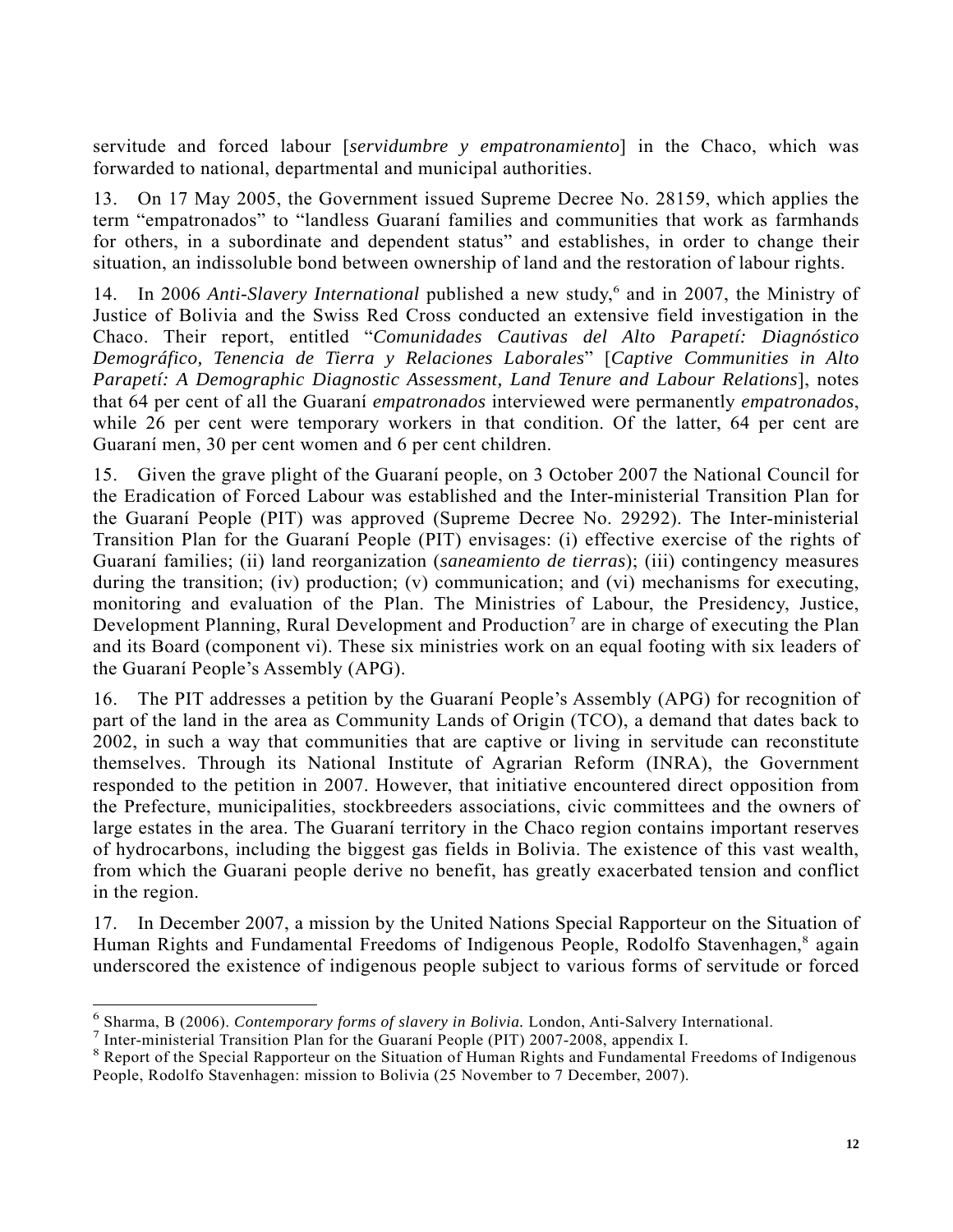servitude and forced labour [*servidumbre y empatronamiento*] in the Chaco, which was forwarded to national, departmental and municipal authorities.

13. On 17 May 2005, the Government issued Supreme Decree No. 28159, which applies the term "empatronados" to "landless Guaraní families and communities that work as farmhands for others, in a subordinate and dependent status" and establishes, in order to change their situation, an indissoluble bond between ownership of land and the restoration of labour rights.

14. In 2006 *Anti-Slavery International* published a new study,[6] and in 2007, the Ministry of Justice of Bolivia and the Swiss Red Cross conducted an extensive field investigation in the Chaco. Their report, entitled "*Comunidades Cautivas del Alto Parapetí: Diagnóstico Demográfico, Tenencia de Tierra y Relaciones Laborales*" [*Captive Communities in Alto Parapetí: A Demographic Diagnostic Assessment, Land Tenure and Labour Relations*], notes that 64 per cent of all the Guaraní *empatronados* interviewed were permanently *empatronados*, while 26 per cent were temporary workers in that condition. Of the latter, 64 per cent are Guaraní men, 30 per cent women and 6 per cent children.

15. Given the grave plight of the Guaraní people, on 3 October 2007 the National Council for the Eradication of Forced Labour was established and the Inter-ministerial Transition Plan for the Guaraní People (PIT) was approved (Supreme Decree No. 29292). The Inter-ministerial Transition Plan for the Guaraní People (PIT) envisages: (i) effective exercise of the rights of Guaraní families; (ii) land reorganization (*saneamiento de tierras*); (iii) contingency measures during the transition; (iv) production; (v) communication; and (vi) mechanisms for executing, monitoring and evaluation of the Plan. The Ministries of Labour, the Presidency, Justice, Development Planning, Rural Development and Production[7] are in charge of executing the Plan and its Board (component vi). These six ministries work on an equal footing with six leaders of the Guaraní People's Assembly (APG).

16. The PIT addresses a petition by the Guaraní People's Assembly (APG) for recognition of part of the land in the area as Community Lands of Origin (TCO), a demand that dates back to 2002, in such a way that communities that are captive or living in servitude can reconstitute themselves. Through its National Institute of Agrarian Reform (INRA), the Government responded to the petition in 2007. However, that initiative encountered direct opposition from the Prefecture, municipalities, stockbreeders associations, civic committees and the owners of large estates in the area. The Guaraní territory in the Chaco region contains important reserves of hydrocarbons, including the biggest gas fields in Bolivia. The existence of this vast wealth, from which the Guarani people derive no benefit, has greatly exacerbated tension and conflict in the region.

17. In December 2007, a mission by the United Nations Special Rapporteur on the Situation of Human Rights and Fundamental Freedoms of Indigenous People, Rodolfo Stavenhagen,[8] again underscored the existence of indigenous people subject to various forms of servitude or forced

---

[6] Sharma, B (2006). *Contemporary forms of slavery in Bolivia.* London, Anti-Salvery International.

[7] Inter-ministerial Transition Plan for the Guaraní People (PIT) 2007-2008, appendix I.

[8] Report of the Special Rapporteur on the Situation of Human Rights and Fundamental Freedoms of Indigenous People, Rodolfo Stavenhagen: mission to Bolivia (25 November to 7 December, 2007).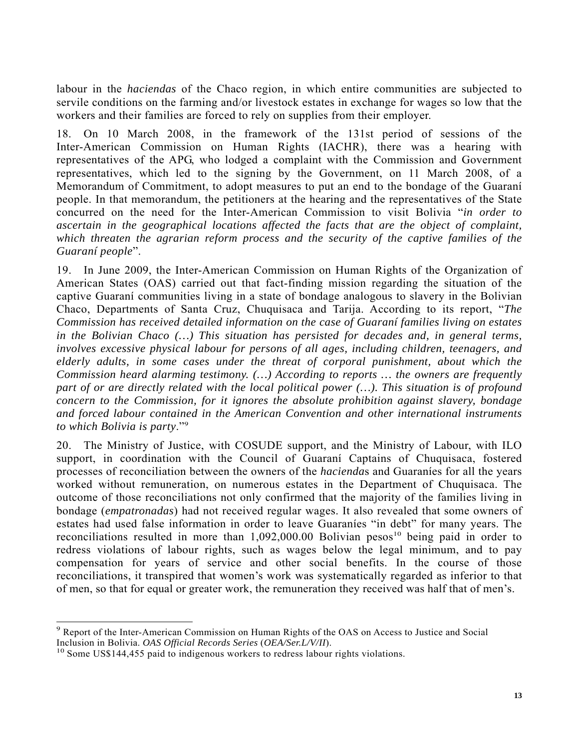labour in the *haciendas* of the Chaco region, in which entire communities are subjected to servile conditions on the farming and/or livestock estates in exchange for wages so low that the workers and their families are forced to rely on supplies from their employer.

18. On 10 March 2008, in the framework of the 131st period of sessions of the Inter-American Commission on Human Rights (IACHR), there was a hearing with representatives of the APG, who lodged a complaint with the Commission and Government representatives, which led to the signing by the Government, on 11 March 2008, of a Memorandum of Commitment, to adopt measures to put an end to the bondage of the Guaraní people. In that memorandum, the petitioners at the hearing and the representatives of the State concurred on the need for the Inter-American Commission to visit Bolivia "*in order to ascertain in the geographical locations affected the facts that are the object of complaint, which threaten the agrarian reform process and the security of the captive families of the Guaraní people*".

19. In June 2009, the Inter-American Commission on Human Rights of the Organization of American States (OAS) carried out that fact-finding mission regarding the situation of the captive Guaraní communities living in a state of bondage analogous to slavery in the Bolivian Chaco, Departments of Santa Cruz, Chuquisaca and Tarija. According to its report, "*The Commission has received detailed information on the case of Guaraní families living on estates in the Bolivian Chaco (…) This situation has persisted for decades and, in general terms, involves excessive physical labour for persons of all ages, including children, teenagers, and elderly adults, in some cases under the threat of corporal punishment, about which the Commission heard alarming testimony. (…) According to reports … the owners are frequently part of or are directly related with the local political power (…). This situation is of profound concern to the Commission, for it ignores the absolute prohibition against slavery, bondage and forced labour contained in the American Convention and other international instruments to which Bolivia is party*."[9]

20. The Ministry of Justice, with COSUDE support, and the Ministry of Labour, with ILO support, in coordination with the Council of Guaraní Captains of Chuquisaca, fostered processes of reconciliation between the owners of the *hacienda*s and Guaraníes for all the years worked without remuneration, on numerous estates in the Department of Chuquisaca. The outcome of those reconciliations not only confirmed that the majority of the families living in bondage (*empatronadas*) had not received regular wages. It also revealed that some owners of estates had used false information in order to leave Guaraníes "in debt" for many years. The reconciliations resulted in more than 1,092,000.00 Bolivian pesos[10] being paid in order to redress violations of labour rights, such as wages below the legal minimum, and to pay compensation for years of service and other social benefits. In the course of those reconciliations, it transpired that women's work was systematically regarded as inferior to that of men, so that for equal or greater work, the remuneration they received was half that of men's.

---

[9] Report of the Inter-American Commission on Human Rights of the OAS on Access to Justice and Social Inclusion in Bolivia. *OAS Official Records Series* (*OEA/Ser.L/V/II*).

[10] Some US$144,455 paid to indigenous workers to redress labour rights violations.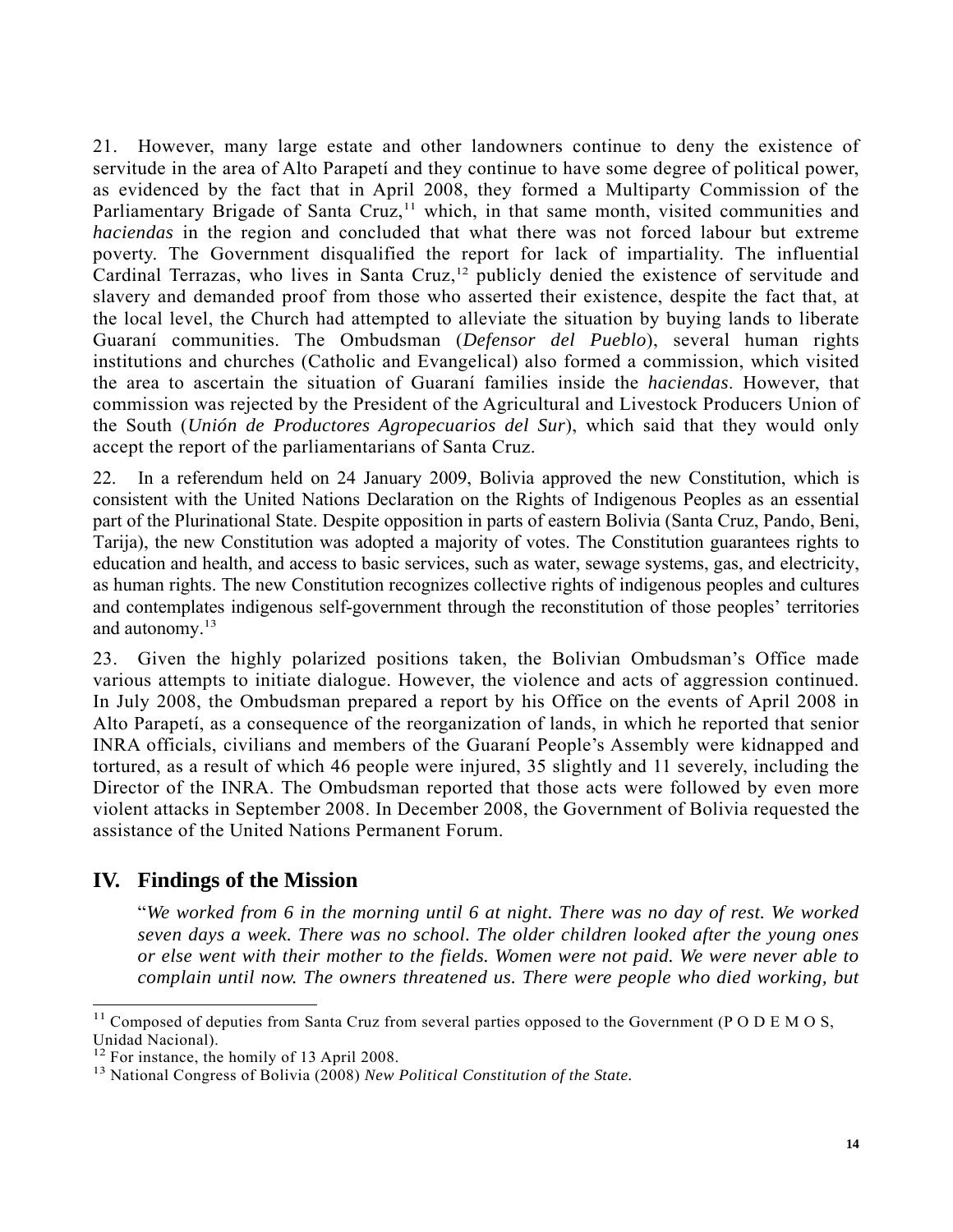21. However, many large estate and other landowners continue to deny the existence of servitude in the area of Alto Parapetí and they continue to have some degree of political power, as evidenced by the fact that in April 2008, they formed a Multiparty Commission of the Parliamentary Brigade of Santa Cruz,[11] which, in that same month, visited communities and *haciendas* in the region and concluded that what there was not forced labour but extreme poverty. The Government disqualified the report for lack of impartiality. The influential Cardinal Terrazas, who lives in Santa Cruz,[12] publicly denied the existence of servitude and slavery and demanded proof from those who asserted their existence, despite the fact that, at the local level, the Church had attempted to alleviate the situation by buying lands to liberate Guaraní communities. The Ombudsman (*Defensor del Pueblo*), several human rights institutions and churches (Catholic and Evangelical) also formed a commission, which visited the area to ascertain the situation of Guaraní families inside the *haciendas*. However, that commission was rejected by the President of the Agricultural and Livestock Producers Union of the South (*Unión de Productores Agropecuarios del Sur*), which said that they would only accept the report of the parliamentarians of Santa Cruz.

22. In a referendum held on 24 January 2009, Bolivia approved the new Constitution, which is consistent with the United Nations Declaration on the Rights of Indigenous Peoples as an essential part of the Plurinational State. Despite opposition in parts of eastern Bolivia (Santa Cruz, Pando, Beni, Tarija), the new Constitution was adopted a majority of votes. The Constitution guarantees rights to education and health, and access to basic services, such as water, sewage systems, gas, and electricity, as human rights. The new Constitution recognizes collective rights of indigenous peoples and cultures and contemplates indigenous self-government through the reconstitution of those peoples' territories and autonomy.[13]

23. Given the highly polarized positions taken, the Bolivian Ombudsman's Office made various attempts to initiate dialogue. However, the violence and acts of aggression continued. In July 2008, the Ombudsman prepared a report by his Office on the events of April 2008 in Alto Parapetí, as a consequence of the reorganization of lands, in which he reported that senior INRA officials, civilians and members of the Guaraní People's Assembly were kidnapped and tortured, as a result of which 46 people were injured, 35 slightly and 11 severely, including the Director of the INRA. The Ombudsman reported that those acts were followed by even more violent attacks in September 2008. In December 2008, the Government of Bolivia requested the assistance of the United Nations Permanent Forum.

## IV. Findings of the Mission

> "*We worked from 6 in the morning until 6 at night. There was no day of rest. We worked seven days a week. There was no school. The older children looked after the young ones or else went with their mother to the fields. Women were not paid. We were never able to complain until now. The owners threatened us. There were people who died working, but*

---

[11] Composed of deputies from Santa Cruz from several parties opposed to the Government (P O D E M O S, Unidad Nacional).

[12] For instance, the homily of 13 April 2008.

[13] National Congress of Bolivia (2008) *New Political Constitution of the State*.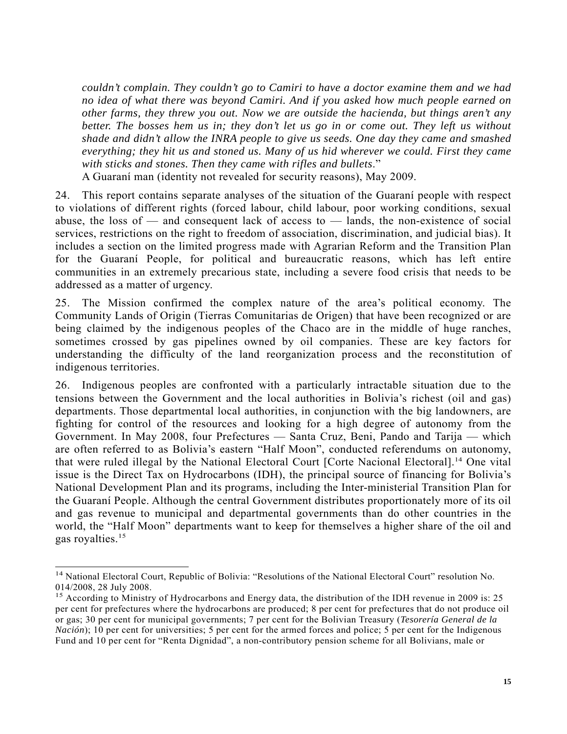*couldn't complain. They couldn't go to Camiri to have a doctor examine them and we had no idea of what there was beyond Camiri. And if you asked how much people earned on other farms, they threw you out. Now we are outside the hacienda, but things aren't any better. The bosses hem us in; they don't let us go in or come out. They left us without shade and didn't allow the INRA people to give us seeds. One day they came and smashed everything; they hit us and stoned us. Many of us hid wherever we could. First they came with sticks and stones. Then they came with rifles and bullets*."

A Guaraní man (identity not revealed for security reasons), May 2009.

24. This report contains separate analyses of the situation of the Guaraní people with respect to violations of different rights (forced labour, child labour, poor working conditions, sexual abuse, the loss of — and consequent lack of access to — lands, the non-existence of social services, restrictions on the right to freedom of association, discrimination, and judicial bias). It includes a section on the limited progress made with Agrarian Reform and the Transition Plan for the Guaraní People, for political and bureaucratic reasons, which has left entire communities in an extremely precarious state, including a severe food crisis that needs to be addressed as a matter of urgency.

25. The Mission confirmed the complex nature of the area's political economy. The Community Lands of Origin (Tierras Comunitarias de Origen) that have been recognized or are being claimed by the indigenous peoples of the Chaco are in the middle of huge ranches, sometimes crossed by gas pipelines owned by oil companies. These are key factors for understanding the difficulty of the land reorganization process and the reconstitution of indigenous territories.

26. Indigenous peoples are confronted with a particularly intractable situation due to the tensions between the Government and the local authorities in Bolivia's richest (oil and gas) departments. Those departmental local authorities, in conjunction with the big landowners, are fighting for control of the resources and looking for a high degree of autonomy from the Government. In May 2008, four Prefectures — Santa Cruz, Beni, Pando and Tarija — which are often referred to as Bolivia's eastern "Half Moon", conducted referendums on autonomy, that were ruled illegal by the National Electoral Court [Corte Nacional Electoral].[14] One vital issue is the Direct Tax on Hydrocarbons (IDH), the principal source of financing for Bolivia's National Development Plan and its programs, including the Inter-ministerial Transition Plan for the Guaraní People. Although the central Government distributes proportionately more of its oil and gas revenue to municipal and departmental governments than do other countries in the world, the "Half Moon" departments want to keep for themselves a higher share of the oil and gas royalties.[15]

---

[14] National Electoral Court, Republic of Bolivia: "Resolutions of the National Electoral Court" resolution No. 014/2008, 28 July 2008.

[15] According to Ministry of Hydrocarbons and Energy data, the distribution of the IDH revenue in 2009 is: 25 per cent for prefectures where the hydrocarbons are produced; 8 per cent for prefectures that do not produce oil or gas; 30 per cent for municipal governments; 7 per cent for the Bolivian Treasury (*Tesorería General de la Nación*); 10 per cent for universities; 5 per cent for the armed forces and police; 5 per cent for the Indigenous Fund and 10 per cent for "Renta Dignidad", a non-contributory pension scheme for all Bolivians, male or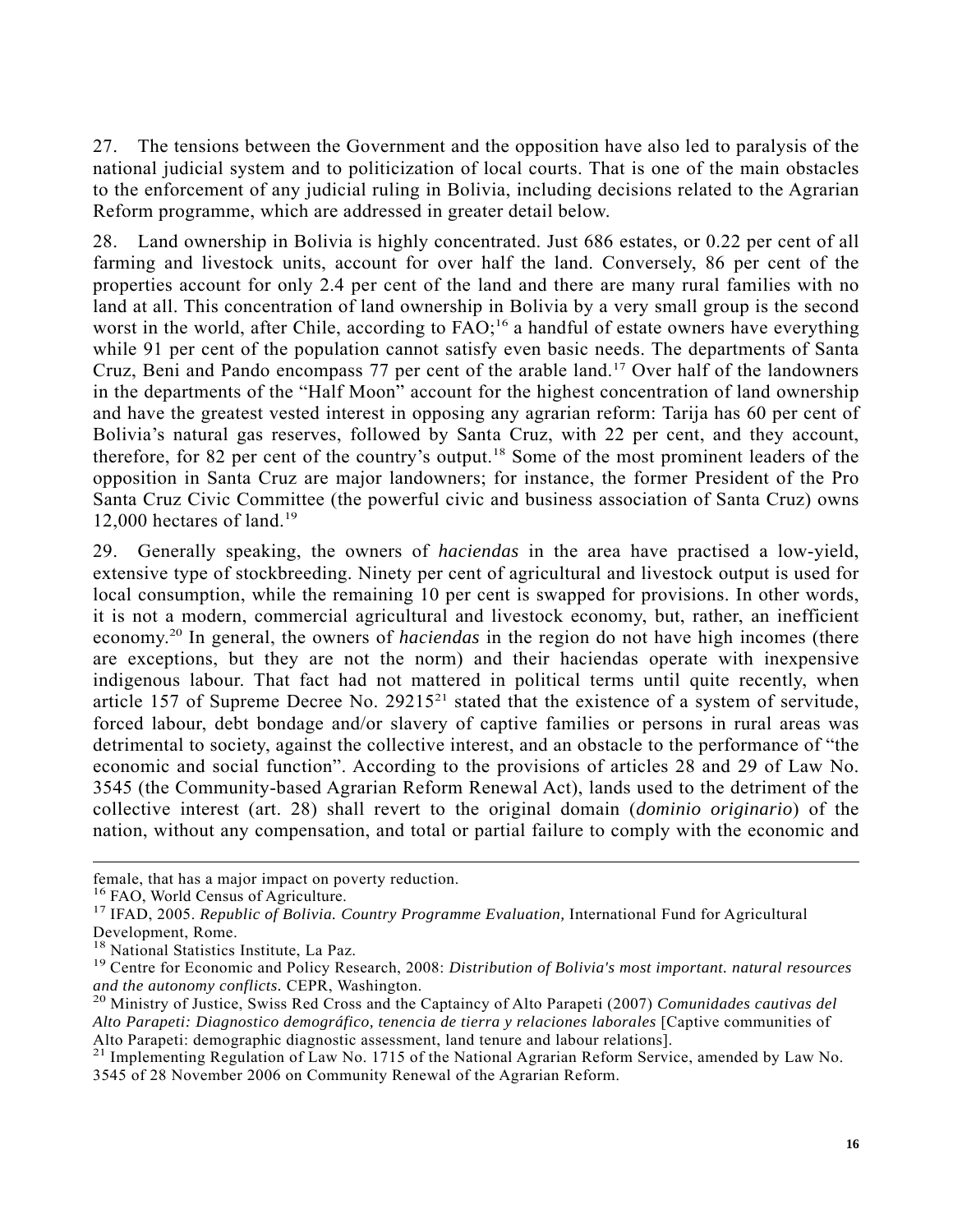27. The tensions between the Government and the opposition have also led to paralysis of the national judicial system and to politicization of local courts. That is one of the main obstacles to the enforcement of any judicial ruling in Bolivia, including decisions related to the Agrarian Reform programme, which are addressed in greater detail below.

28. Land ownership in Bolivia is highly concentrated. Just 686 estates, or 0.22 per cent of all farming and livestock units, account for over half the land. Conversely, 86 per cent of the properties account for only 2.4 per cent of the land and there are many rural families with no land at all. This concentration of land ownership in Bolivia by a very small group is the second worst in the world, after Chile, according to FAO;[16] a handful of estate owners have everything while 91 per cent of the population cannot satisfy even basic needs. The departments of Santa Cruz, Beni and Pando encompass 77 per cent of the arable land.[17] Over half of the landowners in the departments of the "Half Moon" account for the highest concentration of land ownership and have the greatest vested interest in opposing any agrarian reform: Tarija has 60 per cent of Bolivia's natural gas reserves, followed by Santa Cruz, with 22 per cent, and they account, therefore, for 82 per cent of the country's output.[18] Some of the most prominent leaders of the opposition in Santa Cruz are major landowners; for instance, the former President of the Pro Santa Cruz Civic Committee (the powerful civic and business association of Santa Cruz) owns 12,000 hectares of land.[19]

29. Generally speaking, the owners of *haciendas* in the area have practised a low-yield, extensive type of stockbreeding. Ninety per cent of agricultural and livestock output is used for local consumption, while the remaining 10 per cent is swapped for provisions. In other words, it is not a modern, commercial agricultural and livestock economy, but, rather, an inefficient economy.[20] In general, the owners of *haciendas* in the region do not have high incomes (there are exceptions, but they are not the norm) and their haciendas operate with inexpensive indigenous labour. That fact had not mattered in political terms until quite recently, when article 157 of Supreme Decree No. 29215[21] stated that the existence of a system of servitude, forced labour, debt bondage and/or slavery of captive families or persons in rural areas was detrimental to society, against the collective interest, and an obstacle to the performance of "the economic and social function". According to the provisions of articles 28 and 29 of Law No. 3545 (the Community-based Agrarian Reform Renewal Act), lands used to the detriment of the collective interest (art. 28) shall revert to the original domain (*dominio originario*) of the nation, without any compensation, and total or partial failure to comply with the economic and

---

female, that has a major impact on poverty reduction.

[16] FAO, World Census of Agriculture.

[17] IFAD, 2005. *Republic of Bolivia. Country Programme Evaluation,* International Fund for Agricultural Development, Rome.

[18] National Statistics Institute, La Paz.

[19] Centre for Economic and Policy Research, 2008: *Distribution of Bolivia's most important. natural resources and the autonomy conflicts.* CEPR, Washington.

[20] Ministry of Justice, Swiss Red Cross and the Captaincy of Alto Parapeti (2007) *Comunidades cautivas del Alto Parapeti: Diagnostico demográfico, tenencia de tierra y relaciones laborales* [Captive communities of Alto Parapeti: demographic diagnostic assessment, land tenure and labour relations].

[21] Implementing Regulation of Law No. 1715 of the National Agrarian Reform Service, amended by Law No. 3545 of 28 November 2006 on Community Renewal of the Agrarian Reform.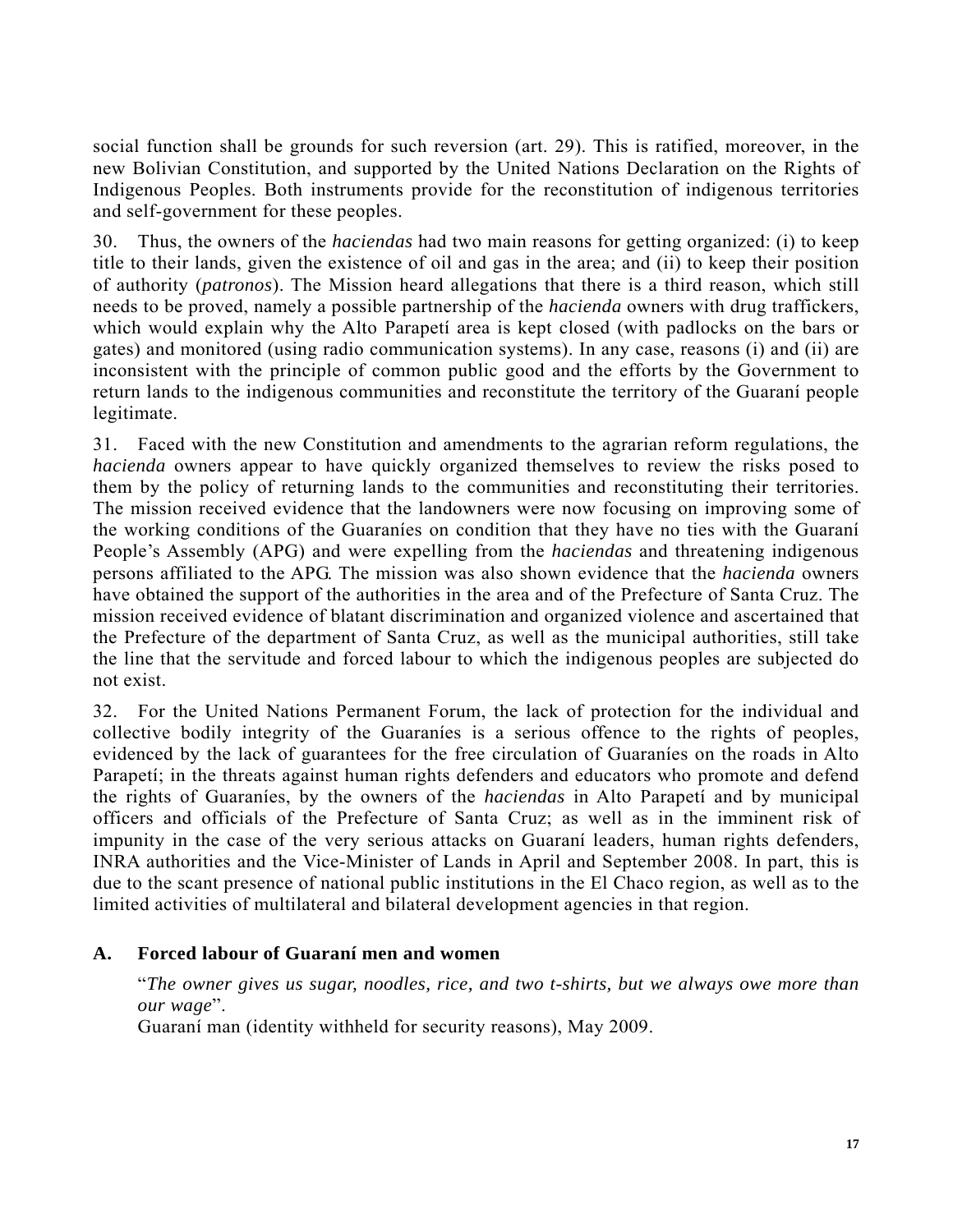social function shall be grounds for such reversion (art. 29). This is ratified, moreover, in the new Bolivian Constitution, and supported by the United Nations Declaration on the Rights of Indigenous Peoples. Both instruments provide for the reconstitution of indigenous territories and self-government for these peoples.

30. Thus, the owners of the *haciendas* had two main reasons for getting organized: (i) to keep title to their lands, given the existence of oil and gas in the area; and (ii) to keep their position of authority (*patronos*). The Mission heard allegations that there is a third reason, which still needs to be proved, namely a possible partnership of the *hacienda* owners with drug traffickers, which would explain why the Alto Parapetí area is kept closed (with padlocks on the bars or gates) and monitored (using radio communication systems). In any case, reasons (i) and (ii) are inconsistent with the principle of common public good and the efforts by the Government to return lands to the indigenous communities and reconstitute the territory of the Guaraní people legitimate.

31. Faced with the new Constitution and amendments to the agrarian reform regulations, the *hacienda* owners appear to have quickly organized themselves to review the risks posed to them by the policy of returning lands to the communities and reconstituting their territories. The mission received evidence that the landowners were now focusing on improving some of the working conditions of the Guaraníes on condition that they have no ties with the Guaraní People's Assembly (APG) and were expelling from the *haciendas* and threatening indigenous persons affiliated to the APG. The mission was also shown evidence that the *hacienda* owners have obtained the support of the authorities in the area and of the Prefecture of Santa Cruz. The mission received evidence of blatant discrimination and organized violence and ascertained that the Prefecture of the department of Santa Cruz, as well as the municipal authorities, still take the line that the servitude and forced labour to which the indigenous peoples are subjected do not exist.

32. For the United Nations Permanent Forum, the lack of protection for the individual and collective bodily integrity of the Guaraníes is a serious offence to the rights of peoples, evidenced by the lack of guarantees for the free circulation of Guaraníes on the roads in Alto Parapetí; in the threats against human rights defenders and educators who promote and defend the rights of Guaraníes, by the owners of the *haciendas* in Alto Parapetí and by municipal officers and officials of the Prefecture of Santa Cruz; as well as in the imminent risk of impunity in the case of the very serious attacks on Guaraní leaders, human rights defenders, INRA authorities and the Vice-Minister of Lands in April and September 2008. In part, this is due to the scant presence of national public institutions in the El Chaco region, as well as to the limited activities of multilateral and bilateral development agencies in that region.

## A. Forced labour of Guaraní men and women

"*The owner gives us sugar, noodles, rice, and two t-shirts, but we always owe more than our wage*".
Guaraní man (identity withheld for security reasons), May 2009.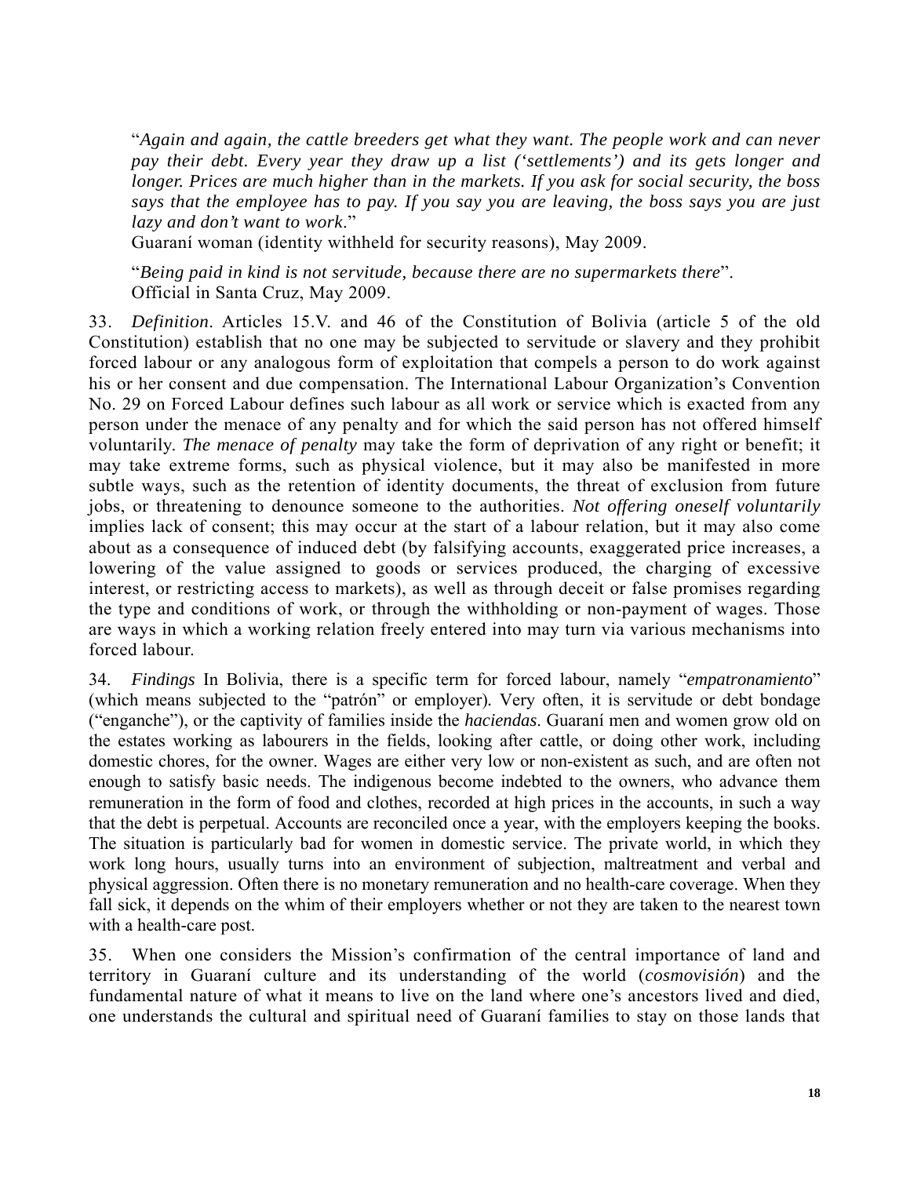"*Again and again, the cattle breeders get what they want. The people work and can never pay their debt. Every year they draw up a list ('settlements') and its gets longer and longer. Prices are much higher than in the markets. If you ask for social security, the boss says that the employee has to pay. If you say you are leaving, the boss says you are just lazy and don't want to work*."
Guaraní woman (identity withheld for security reasons), May 2009.

"*Being paid in kind is not servitude, because there are no supermarkets there*".
Official in Santa Cruz, May 2009.

33. *Definition*. Articles 15.V. and 46 of the Constitution of Bolivia (article 5 of the old Constitution) establish that no one may be subjected to servitude or slavery and they prohibit forced labour or any analogous form of exploitation that compels a person to do work against his or her consent and due compensation. The International Labour Organization's Convention No. 29 on Forced Labour defines such labour as all work or service which is exacted from any person under the menace of any penalty and for which the said person has not offered himself voluntarily. *The menace of penalty* may take the form of deprivation of any right or benefit; it may take extreme forms, such as physical violence, but it may also be manifested in more subtle ways, such as the retention of identity documents, the threat of exclusion from future jobs, or threatening to denounce someone to the authorities. *Not offering oneself voluntarily* implies lack of consent; this may occur at the start of a labour relation, but it may also come about as a consequence of induced debt (by falsifying accounts, exaggerated price increases, a lowering of the value assigned to goods or services produced, the charging of excessive interest, or restricting access to markets), as well as through deceit or false promises regarding the type and conditions of work, or through the withholding or non-payment of wages. Those are ways in which a working relation freely entered into may turn via various mechanisms into forced labour.

34. *Findings* In Bolivia, there is a specific term for forced labour, namely "*empatronamiento*" (which means subjected to the "patrón" or employer). Very often, it is servitude or debt bondage ("enganche"), or the captivity of families inside the *haciendas*. Guaraní men and women grow old on the estates working as labourers in the fields, looking after cattle, or doing other work, including domestic chores, for the owner. Wages are either very low or non-existent as such, and are often not enough to satisfy basic needs. The indigenous become indebted to the owners, who advance them remuneration in the form of food and clothes, recorded at high prices in the accounts, in such a way that the debt is perpetual. Accounts are reconciled once a year, with the employers keeping the books. The situation is particularly bad for women in domestic service. The private world, in which they work long hours, usually turns into an environment of subjection, maltreatment and verbal and physical aggression. Often there is no monetary remuneration and no health-care coverage. When they fall sick, it depends on the whim of their employers whether or not they are taken to the nearest town with a health-care post.

35. When one considers the Mission's confirmation of the central importance of land and territory in Guaraní culture and its understanding of the world (*cosmovisión*) and the fundamental nature of what it means to live on the land where one's ancestors lived and died, one understands the cultural and spiritual need of Guaraní families to stay on those lands that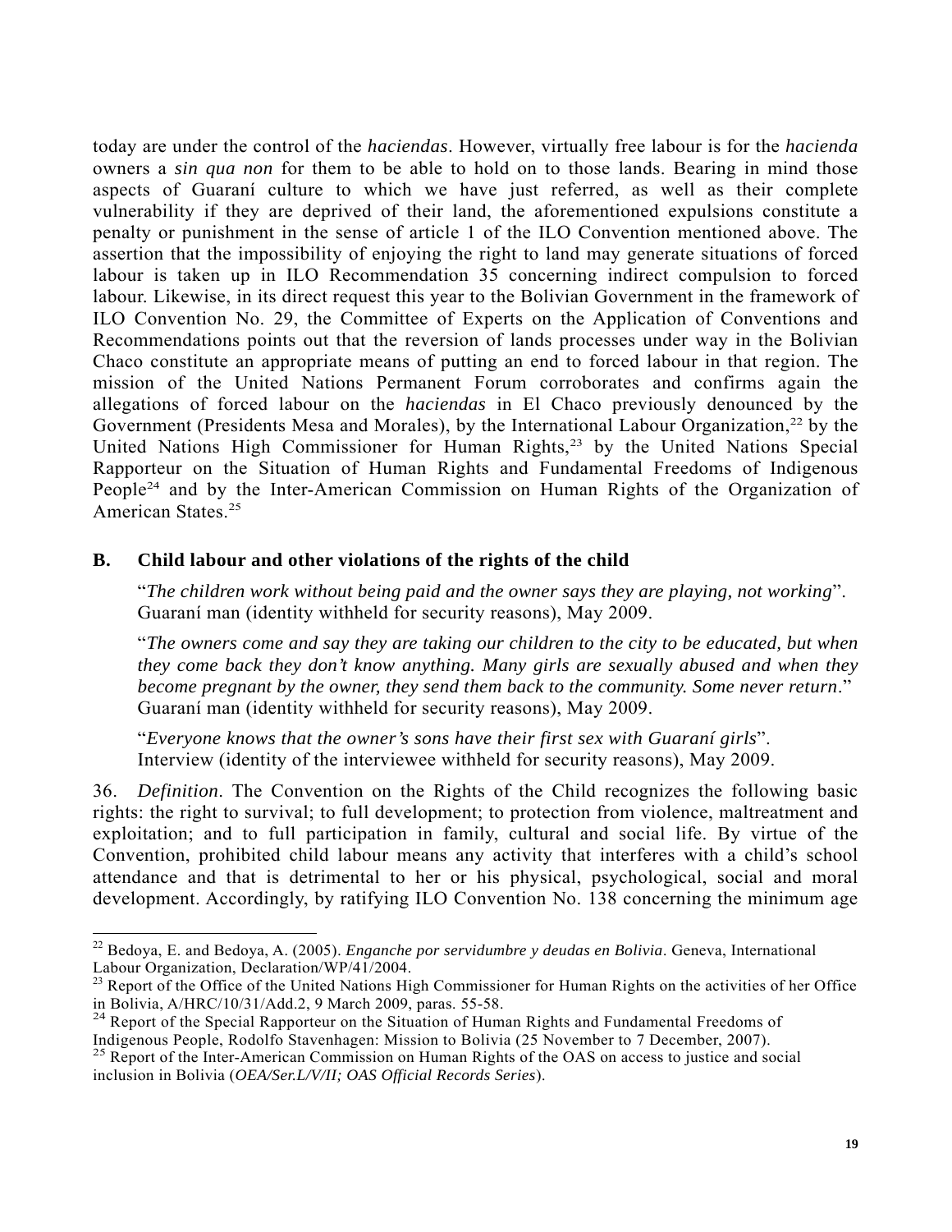today are under the control of the *haciendas*. However, virtually free labour is for the *hacienda* owners a *sin qua non* for them to be able to hold on to those lands. Bearing in mind those aspects of Guaraní culture to which we have just referred, as well as their complete vulnerability if they are deprived of their land, the aforementioned expulsions constitute a penalty or punishment in the sense of article 1 of the ILO Convention mentioned above. The assertion that the impossibility of enjoying the right to land may generate situations of forced labour is taken up in ILO Recommendation 35 concerning indirect compulsion to forced labour. Likewise, in its direct request this year to the Bolivian Government in the framework of ILO Convention No. 29, the Committee of Experts on the Application of Conventions and Recommendations points out that the reversion of lands processes under way in the Bolivian Chaco constitute an appropriate means of putting an end to forced labour in that region. The mission of the United Nations Permanent Forum corroborates and confirms again the allegations of forced labour on the *haciendas* in El Chaco previously denounced by the Government (Presidents Mesa and Morales), by the International Labour Organization,[22] by the United Nations High Commissioner for Human Rights,[23] by the United Nations Special Rapporteur on the Situation of Human Rights and Fundamental Freedoms of Indigenous People[24] and by the Inter-American Commission on Human Rights of the Organization of American States.[25]

### B. Child labour and other violations of the rights of the child

"*The children work without being paid and the owner says they are playing, not working*". Guaraní man (identity withheld for security reasons), May 2009.

"*The owners come and say they are taking our children to the city to be educated, but when they come back they don't know anything. Many girls are sexually abused and when they become pregnant by the owner, they send them back to the community. Some never return*." Guaraní man (identity withheld for security reasons), May 2009.

"*Everyone knows that the owner's sons have their first sex with Guaraní girls*". Interview (identity of the interviewee withheld for security reasons), May 2009.

36. *Definition*. The Convention on the Rights of the Child recognizes the following basic rights: the right to survival; to full development; to protection from violence, maltreatment and exploitation; and to full participation in family, cultural and social life. By virtue of the Convention, prohibited child labour means any activity that interferes with a child's school attendance and that is detrimental to her or his physical, psychological, social and moral development. Accordingly, by ratifying ILO Convention No. 138 concerning the minimum age

---

[22] Bedoya, E. and Bedoya, A. (2005). *Enganche por servidumbre y deudas en Bolivia*. Geneva, International Labour Organization, Declaration/WP/41/2004.

[23] Report of the Office of the United Nations High Commissioner for Human Rights on the activities of her Office in Bolivia, A/HRC/10/31/Add.2, 9 March 2009, paras. 55-58.

[24] Report of the Special Rapporteur on the Situation of Human Rights and Fundamental Freedoms of Indigenous People, Rodolfo Stavenhagen: Mission to Bolivia (25 November to 7 December, 2007).

[25] Report of the Inter-American Commission on Human Rights of the OAS on access to justice and social inclusion in Bolivia (*OEA/Ser.L/V/II; OAS Official Records Series*).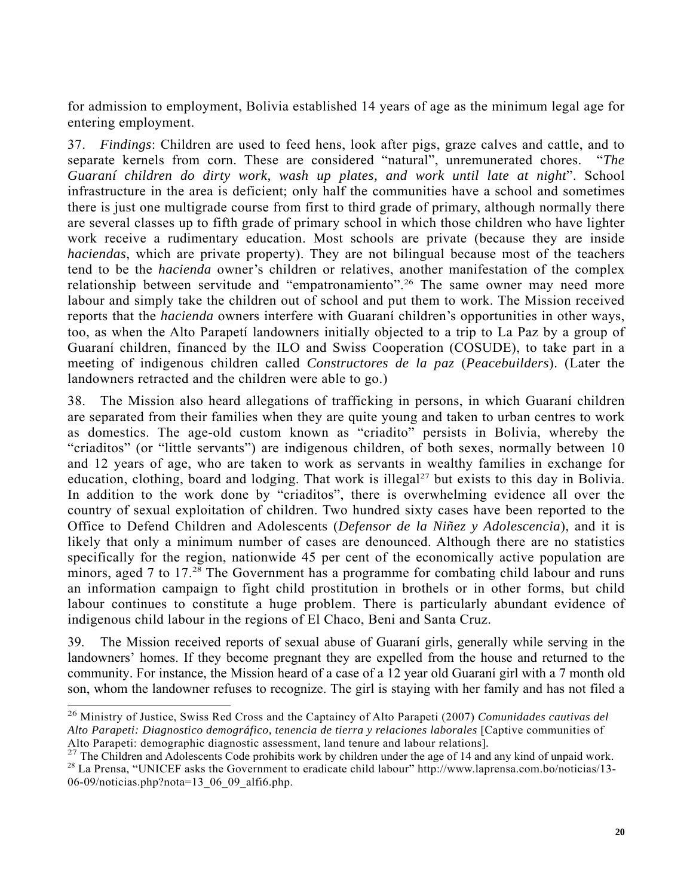for admission to employment, Bolivia established 14 years of age as the minimum legal age for entering employment.

37. *Findings*: Children are used to feed hens, look after pigs, graze calves and cattle, and to separate kernels from corn. These are considered "natural", unremunerated chores. "*The Guaraní children do dirty work, wash up plates, and work until late at night*". School infrastructure in the area is deficient; only half the communities have a school and sometimes there is just one multigrade course from first to third grade of primary, although normally there are several classes up to fifth grade of primary school in which those children who have lighter work receive a rudimentary education. Most schools are private (because they are inside *haciendas*, which are private property). They are not bilingual because most of the teachers tend to be the *hacienda* owner's children or relatives, another manifestation of the complex relationship between servitude and "empatronamiento".[26] The same owner may need more labour and simply take the children out of school and put them to work. The Mission received reports that the *hacienda* owners interfere with Guaraní children's opportunities in other ways, too, as when the Alto Parapetí landowners initially objected to a trip to La Paz by a group of Guaraní children, financed by the ILO and Swiss Cooperation (COSUDE), to take part in a meeting of indigenous children called *Constructores de la paz* (*Peacebuilders*). (Later the landowners retracted and the children were able to go.)

38. The Mission also heard allegations of trafficking in persons, in which Guaraní children are separated from their families when they are quite young and taken to urban centres to work as domestics. The age-old custom known as "criadito" persists in Bolivia, whereby the "criaditos" (or "little servants") are indigenous children, of both sexes, normally between 10 and 12 years of age, who are taken to work as servants in wealthy families in exchange for education, clothing, board and lodging. That work is illegal[27] but exists to this day in Bolivia. In addition to the work done by "criaditos", there is overwhelming evidence all over the country of sexual exploitation of children. Two hundred sixty cases have been reported to the Office to Defend Children and Adolescents (*Defensor de la Niñez y Adolescencia*), and it is likely that only a minimum number of cases are denounced. Although there are no statistics specifically for the region, nationwide 45 per cent of the economically active population are minors, aged 7 to 17.[28] The Government has a programme for combating child labour and runs an information campaign to fight child prostitution in brothels or in other forms, but child labour continues to constitute a huge problem. There is particularly abundant evidence of indigenous child labour in the regions of El Chaco, Beni and Santa Cruz.

39. The Mission received reports of sexual abuse of Guaraní girls, generally while serving in the landowners' homes. If they become pregnant they are expelled from the house and returned to the community. For instance, the Mission heard of a case of a 12 year old Guaraní girl with a 7 month old son, whom the landowner refuses to recognize. The girl is staying with her family and has not filed a

---

[26] Ministry of Justice, Swiss Red Cross and the Captaincy of Alto Parapeti (2007) *Comunidades cautivas del Alto Parapeti: Diagnostico demográfico, tenencia de tierra y relaciones laborales* [Captive communities of Alto Parapeti: demographic diagnostic assessment, land tenure and labour relations].

[27] The Children and Adolescents Code prohibits work by children under the age of 14 and any kind of unpaid work.

[28] La Prensa, "UNICEF asks the Government to eradicate child labour" http://www.laprensa.com.bo/noticias/13-06-09/noticias.php?nota=13_06_09_alfi6.php.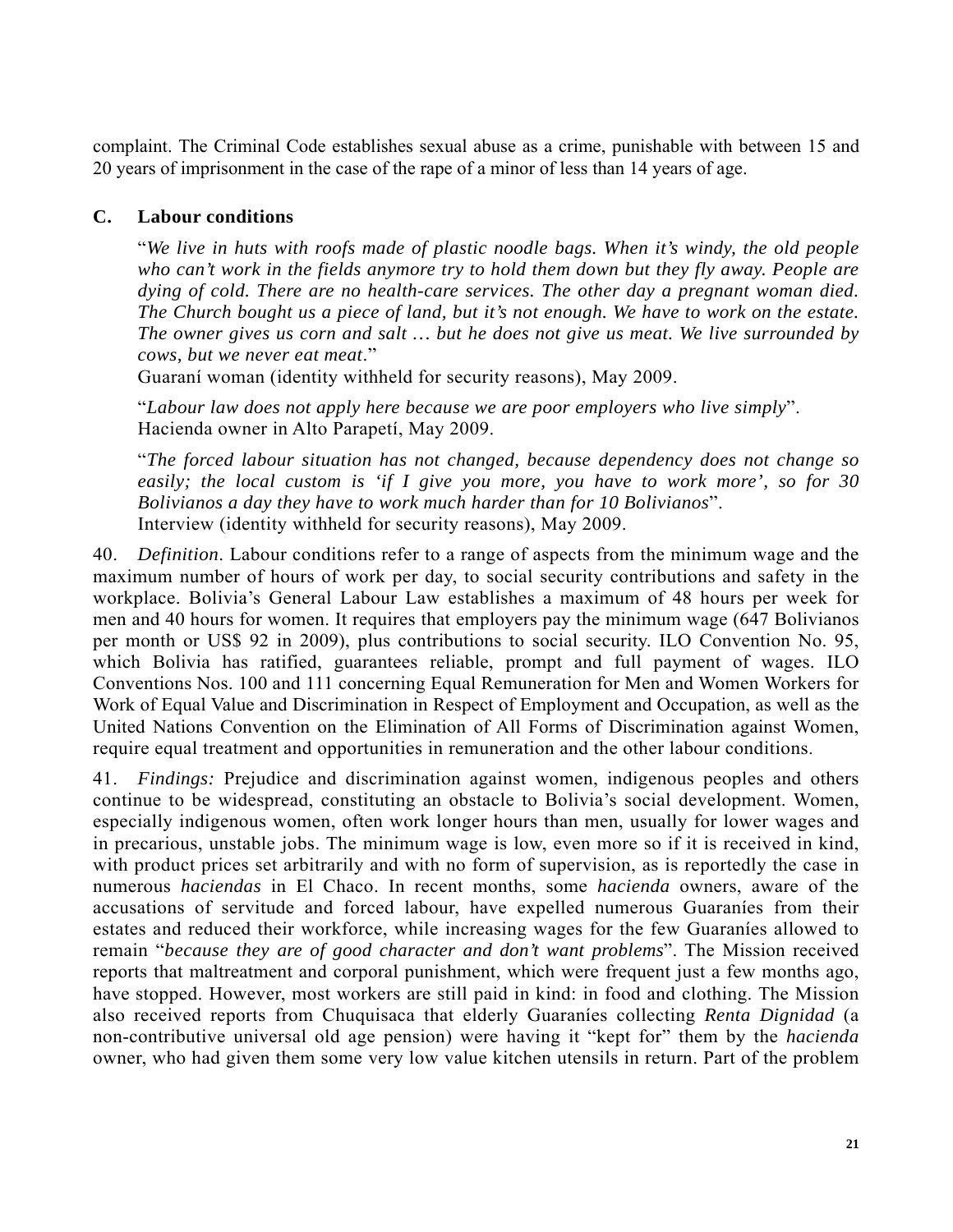complaint. The Criminal Code establishes sexual abuse as a crime, punishable with between 15 and 20 years of imprisonment in the case of the rape of a minor of less than 14 years of age.

## C. Labour conditions

> "*We live in huts with roofs made of plastic noodle bags. When it's windy, the old people who can't work in the fields anymore try to hold them down but they fly away. People are dying of cold. There are no health-care services. The other day a pregnant woman died. The Church bought us a piece of land, but it's not enough. We have to work on the estate. The owner gives us corn and salt … but he does not give us meat. We live surrounded by cows, but we never eat meat.*"
> Guaraní woman (identity withheld for security reasons), May 2009.

> "*Labour law does not apply here because we are poor employers who live simply*".
> Hacienda owner in Alto Parapetí, May 2009.

> "*The forced labour situation has not changed, because dependency does not change so easily; the local custom is 'if I give you more, you have to work more', so for 30 Bolivianos a day they have to work much harder than for 10 Bolivianos*".
> Interview (identity withheld for security reasons), May 2009.

40. *Definition*. Labour conditions refer to a range of aspects from the minimum wage and the maximum number of hours of work per day, to social security contributions and safety in the workplace. Bolivia's General Labour Law establishes a maximum of 48 hours per week for men and 40 hours for women. It requires that employers pay the minimum wage (647 Bolivianos per month or US$ 92 in 2009), plus contributions to social security. ILO Convention No. 95, which Bolivia has ratified, guarantees reliable, prompt and full payment of wages. ILO Conventions Nos. 100 and 111 concerning Equal Remuneration for Men and Women Workers for Work of Equal Value and Discrimination in Respect of Employment and Occupation, as well as the United Nations Convention on the Elimination of All Forms of Discrimination against Women, require equal treatment and opportunities in remuneration and the other labour conditions.

41. *Findings:* Prejudice and discrimination against women, indigenous peoples and others continue to be widespread, constituting an obstacle to Bolivia's social development. Women, especially indigenous women, often work longer hours than men, usually for lower wages and in precarious, unstable jobs. The minimum wage is low, even more so if it is received in kind, with product prices set arbitrarily and with no form of supervision, as is reportedly the case in numerous *haciendas* in El Chaco. In recent months, some *hacienda* owners, aware of the accusations of servitude and forced labour, have expelled numerous Guaraníes from their estates and reduced their workforce, while increasing wages for the few Guaraníes allowed to remain "*because they are of good character and don't want problems*". The Mission received reports that maltreatment and corporal punishment, which were frequent just a few months ago, have stopped. However, most workers are still paid in kind: in food and clothing. The Mission also received reports from Chuquisaca that elderly Guaraníes collecting *Renta Dignidad* (a non-contributive universal old age pension) were having it "kept for" them by the *hacienda* owner, who had given them some very low value kitchen utensils in return. Part of the problem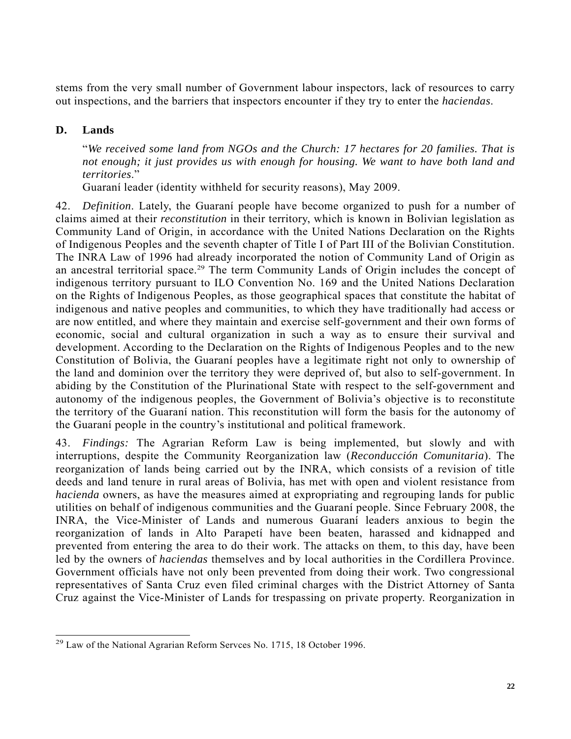stems from the very small number of Government labour inspectors, lack of resources to carry out inspections, and the barriers that inspectors encounter if they try to enter the *haciendas*.

## D. Lands

> "*We received some land from NGOs and the Church: 17 hectares for 20 families. That is not enough; it just provides us with enough for housing. We want to have both land and territories*."
>
> Guaraní leader (identity withheld for security reasons), May 2009.

42. *Definition*. Lately, the Guaraní people have become organized to push for a number of claims aimed at their *reconstitution* in their territory, which is known in Bolivian legislation as Community Land of Origin, in accordance with the United Nations Declaration on the Rights of Indigenous Peoples and the seventh chapter of Title I of Part III of the Bolivian Constitution. The INRA Law of 1996 had already incorporated the notion of Community Land of Origin as an ancestral territorial space.[29] The term Community Lands of Origin includes the concept of indigenous territory pursuant to ILO Convention No. 169 and the United Nations Declaration on the Rights of Indigenous Peoples, as those geographical spaces that constitute the habitat of indigenous and native peoples and communities, to which they have traditionally had access or are now entitled, and where they maintain and exercise self-government and their own forms of economic, social and cultural organization in such a way as to ensure their survival and development. According to the Declaration on the Rights of Indigenous Peoples and to the new Constitution of Bolivia, the Guaraní peoples have a legitimate right not only to ownership of the land and dominion over the territory they were deprived of, but also to self-government. In abiding by the Constitution of the Plurinational State with respect to the self-government and autonomy of the indigenous peoples, the Government of Bolivia's objective is to reconstitute the territory of the Guaraní nation. This reconstitution will form the basis for the autonomy of the Guaraní people in the country's institutional and political framework.

43. *Findings:* The Agrarian Reform Law is being implemented, but slowly and with interruptions, despite the Community Reorganization law (*Reconducción Comunitaria*). The reorganization of lands being carried out by the INRA, which consists of a revision of title deeds and land tenure in rural areas of Bolivia, has met with open and violent resistance from *hacienda* owners, as have the measures aimed at expropriating and regrouping lands for public utilities on behalf of indigenous communities and the Guaraní people. Since February 2008, the INRA, the Vice-Minister of Lands and numerous Guaraní leaders anxious to begin the reorganization of lands in Alto Parapetí have been beaten, harassed and kidnapped and prevented from entering the area to do their work. The attacks on them, to this day, have been led by the owners of *haciendas* themselves and by local authorities in the Cordillera Province. Government officials have not only been prevented from doing their work. Two congressional representatives of Santa Cruz even filed criminal charges with the District Attorney of Santa Cruz against the Vice-Minister of Lands for trespassing on private property. Reorganization in

---

[29] Law of the National Agrarian Reform Servces No. 1715, 18 October 1996.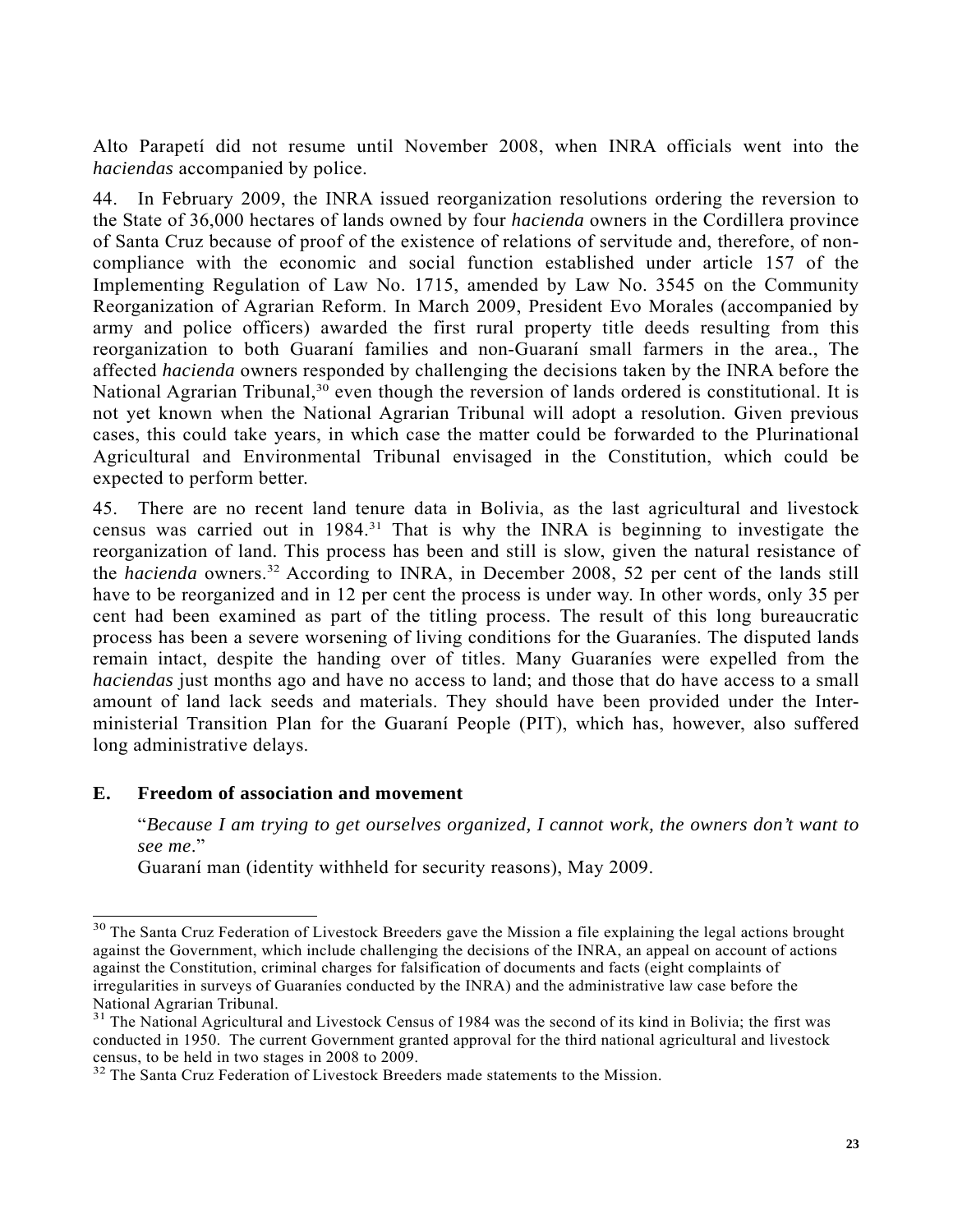Alto Parapetí did not resume until November 2008, when INRA officials went into the *haciendas* accompanied by police.

44. In February 2009, the INRA issued reorganization resolutions ordering the reversion to the State of 36,000 hectares of lands owned by four *hacienda* owners in the Cordillera province of Santa Cruz because of proof of the existence of relations of servitude and, therefore, of non-compliance with the economic and social function established under article 157 of the Implementing Regulation of Law No. 1715, amended by Law No. 3545 on the Community Reorganization of Agrarian Reform. In March 2009, President Evo Morales (accompanied by army and police officers) awarded the first rural property title deeds resulting from this reorganization to both Guaraní families and non-Guaraní small farmers in the area., The affected *hacienda* owners responded by challenging the decisions taken by the INRA before the National Agrarian Tribunal,[30] even though the reversion of lands ordered is constitutional. It is not yet known when the National Agrarian Tribunal will adopt a resolution. Given previous cases, this could take years, in which case the matter could be forwarded to the Plurinational Agricultural and Environmental Tribunal envisaged in the Constitution, which could be expected to perform better.

45. There are no recent land tenure data in Bolivia, as the last agricultural and livestock census was carried out in 1984.[31] That is why the INRA is beginning to investigate the reorganization of land. This process has been and still is slow, given the natural resistance of the *hacienda* owners.[32] According to INRA, in December 2008, 52 per cent of the lands still have to be reorganized and in 12 per cent the process is under way. In other words, only 35 per cent had been examined as part of the titling process. The result of this long bureaucratic process has been a severe worsening of living conditions for the Guaraníes. The disputed lands remain intact, despite the handing over of titles. Many Guaraníes were expelled from the *haciendas* just months ago and have no access to land; and those that do have access to a small amount of land lack seeds and materials. They should have been provided under the Inter-ministerial Transition Plan for the Guaraní People (PIT), which has, however, also suffered long administrative delays.

## E. Freedom of association and movement

"*Because I am trying to get ourselves organized, I cannot work, the owners don't want to see me*."
Guaraní man (identity withheld for security reasons), May 2009.

---

[30] The Santa Cruz Federation of Livestock Breeders gave the Mission a file explaining the legal actions brought against the Government, which include challenging the decisions of the INRA, an appeal on account of actions against the Constitution, criminal charges for falsification of documents and facts (eight complaints of irregularities in surveys of Guaraníes conducted by the INRA) and the administrative law case before the National Agrarian Tribunal.

[31] The National Agricultural and Livestock Census of 1984 was the second of its kind in Bolivia; the first was conducted in 1950. The current Government granted approval for the third national agricultural and livestock census, to be held in two stages in 2008 to 2009.

[32] The Santa Cruz Federation of Livestock Breeders made statements to the Mission.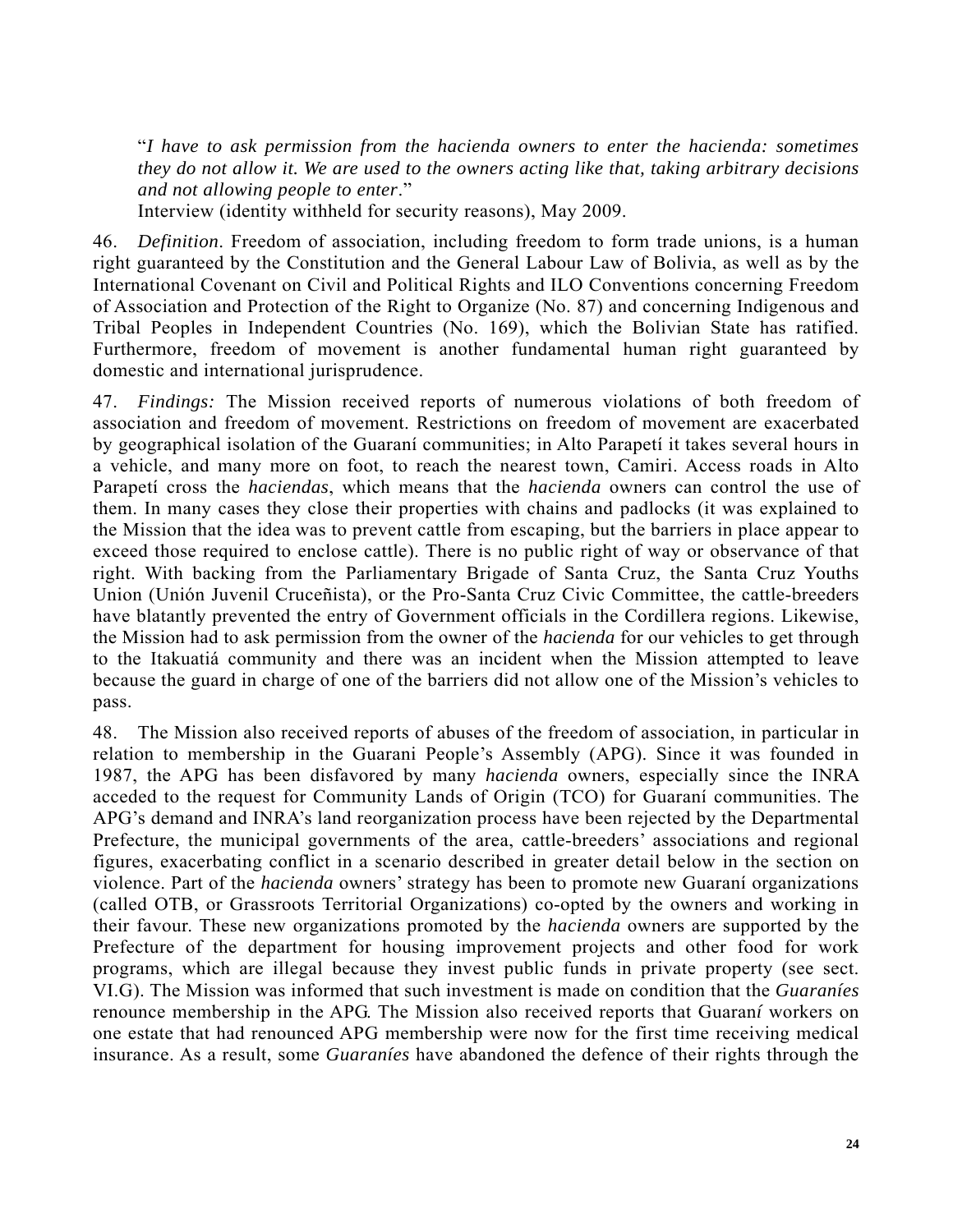"*I have to ask permission from the hacienda owners to enter the hacienda: sometimes they do not allow it. We are used to the owners acting like that, taking arbitrary decisions and not allowing people to enter*."
Interview (identity withheld for security reasons), May 2009.

46. *Definition*. Freedom of association, including freedom to form trade unions, is a human right guaranteed by the Constitution and the General Labour Law of Bolivia, as well as by the International Covenant on Civil and Political Rights and ILO Conventions concerning Freedom of Association and Protection of the Right to Organize (No. 87) and concerning Indigenous and Tribal Peoples in Independent Countries (No. 169), which the Bolivian State has ratified. Furthermore, freedom of movement is another fundamental human right guaranteed by domestic and international jurisprudence.

47. *Findings:* The Mission received reports of numerous violations of both freedom of association and freedom of movement. Restrictions on freedom of movement are exacerbated by geographical isolation of the Guaraní communities; in Alto Parapetí it takes several hours in a vehicle, and many more on foot, to reach the nearest town, Camiri. Access roads in Alto Parapetí cross the *haciendas*, which means that the *hacienda* owners can control the use of them. In many cases they close their properties with chains and padlocks (it was explained to the Mission that the idea was to prevent cattle from escaping, but the barriers in place appear to exceed those required to enclose cattle). There is no public right of way or observance of that right. With backing from the Parliamentary Brigade of Santa Cruz, the Santa Cruz Youths Union (Unión Juvenil Cruceñista), or the Pro-Santa Cruz Civic Committee, the cattle-breeders have blatantly prevented the entry of Government officials in the Cordillera regions. Likewise, the Mission had to ask permission from the owner of the *hacienda* for our vehicles to get through to the Itakuatiá community and there was an incident when the Mission attempted to leave because the guard in charge of one of the barriers did not allow one of the Mission's vehicles to pass.

48. The Mission also received reports of abuses of the freedom of association, in particular in relation to membership in the Guarani People's Assembly (APG). Since it was founded in 1987, the APG has been disfavored by many *hacienda* owners, especially since the INRA acceded to the request for Community Lands of Origin (TCO) for Guaraní communities. The APG's demand and INRA's land reorganization process have been rejected by the Departmental Prefecture, the municipal governments of the area, cattle-breeders' associations and regional figures, exacerbating conflict in a scenario described in greater detail below in the section on violence. Part of the *hacienda* owners' strategy has been to promote new Guaraní organizations (called OTB, or Grassroots Territorial Organizations) co-opted by the owners and working in their favour. These new organizations promoted by the *hacienda* owners are supported by the Prefecture of the department for housing improvement projects and other food for work programs, which are illegal because they invest public funds in private property (see sect. VI.G). The Mission was informed that such investment is made on condition that the *Guaraníes* renounce membership in the APG. The Mission also received reports that Guaraní workers on one estate that had renounced APG membership were now for the first time receiving medical insurance. As a result, some *Guaraníes* have abandoned the defence of their rights through the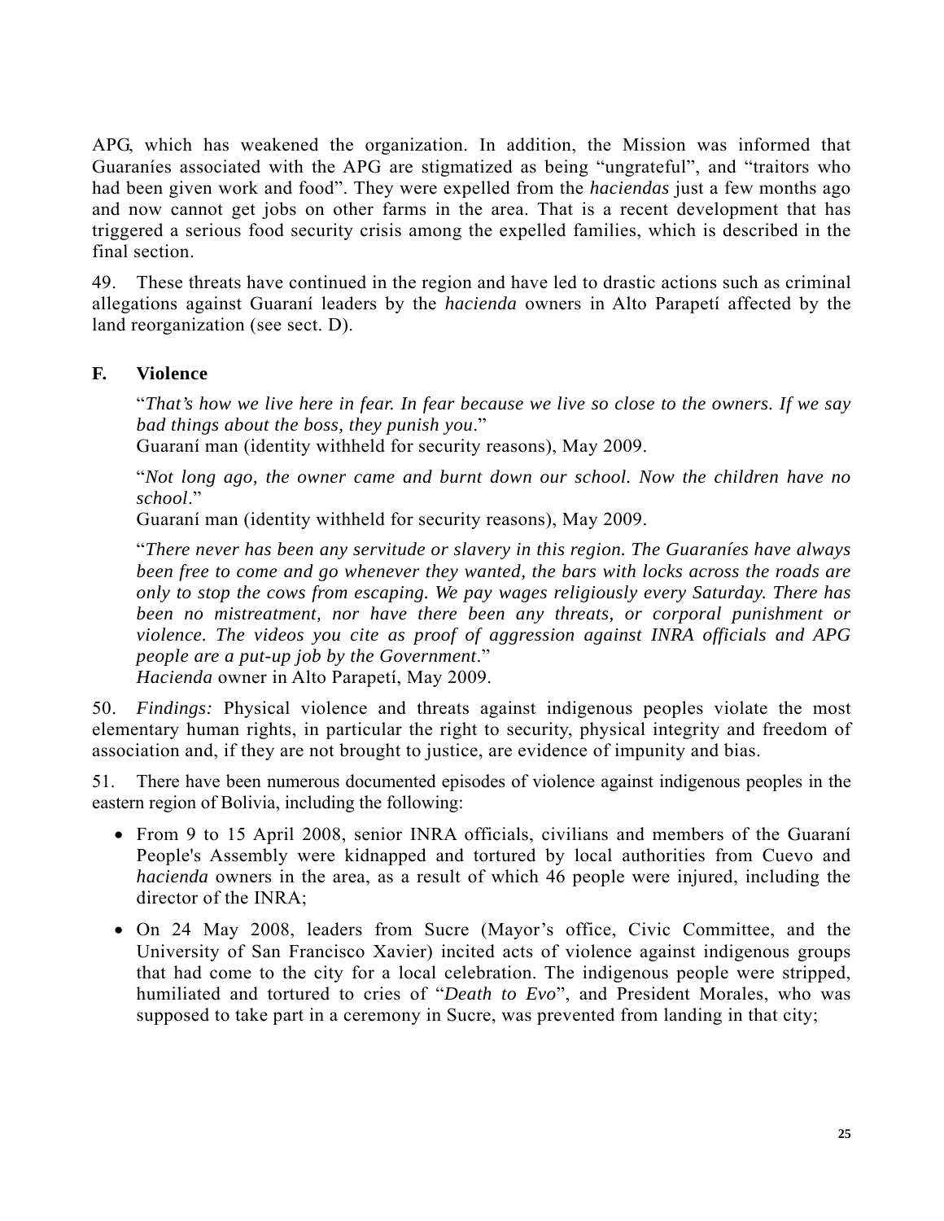APG, which has weakened the organization. In addition, the Mission was informed that Guaraníes associated with the APG are stigmatized as being "ungrateful", and "traitors who had been given work and food". They were expelled from the *haciendas* just a few months ago and now cannot get jobs on other farms in the area. That is a recent development that has triggered a serious food security crisis among the expelled families, which is described in the final section.

49. These threats have continued in the region and have led to drastic actions such as criminal allegations against Guaraní leaders by the *hacienda* owners in Alto Parapetí affected by the land reorganization (see sect. D).

## F. Violence

"*That's how we live here in fear. In fear because we live so close to the owners. If we say bad things about the boss, they punish you*."
Guaraní man (identity withheld for security reasons), May 2009.

"*Not long ago, the owner came and burnt down our school. Now the children have no school*."
Guaraní man (identity withheld for security reasons), May 2009.

"*There never has been any servitude or slavery in this region. The Guaraníes have always been free to come and go whenever they wanted, the bars with locks across the roads are only to stop the cows from escaping. We pay wages religiously every Saturday. There has been no mistreatment, nor have there been any threats, or corporal punishment or violence. The videos you cite as proof of aggression against INRA officials and APG people are a put-up job by the Government*."
*Hacienda* owner in Alto Parapetí, May 2009.

50. *Findings:* Physical violence and threats against indigenous peoples violate the most elementary human rights, in particular the right to security, physical integrity and freedom of association and, if they are not brought to justice, are evidence of impunity and bias.

51. There have been numerous documented episodes of violence against indigenous peoples in the eastern region of Bolivia, including the following:

- From 9 to 15 April 2008, senior INRA officials, civilians and members of the Guaraní People's Assembly were kidnapped and tortured by local authorities from Cuevo and *hacienda* owners in the area, as a result of which 46 people were injured, including the director of the INRA;
- On 24 May 2008, leaders from Sucre (Mayor's office, Civic Committee, and the University of San Francisco Xavier) incited acts of violence against indigenous groups that had come to the city for a local celebration. The indigenous people were stripped, humiliated and tortured to cries of "*Death to Evo*", and President Morales, who was supposed to take part in a ceremony in Sucre, was prevented from landing in that city;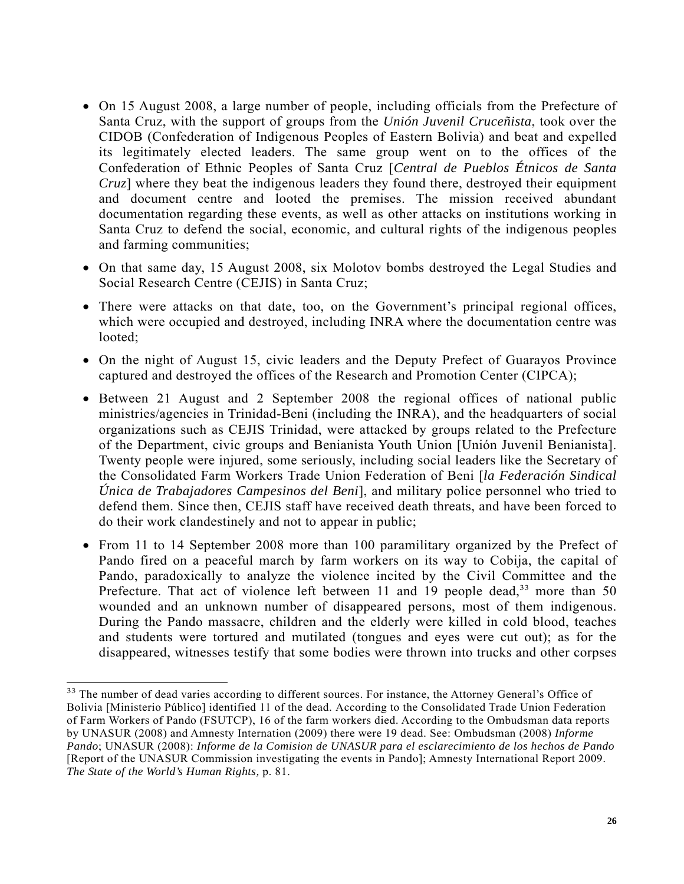- On 15 August 2008, a large number of people, including officials from the Prefecture of Santa Cruz, with the support of groups from the *Unión Juvenil Cruceñista*, took over the CIDOB (Confederation of Indigenous Peoples of Eastern Bolivia) and beat and expelled its legitimately elected leaders. The same group went on to the offices of the Confederation of Ethnic Peoples of Santa Cruz [*Central de Pueblos Étnicos de Santa Cruz*] where they beat the indigenous leaders they found there, destroyed their equipment and document centre and looted the premises. The mission received abundant documentation regarding these events, as well as other attacks on institutions working in Santa Cruz to defend the social, economic, and cultural rights of the indigenous peoples and farming communities;
- On that same day, 15 August 2008, six Molotov bombs destroyed the Legal Studies and Social Research Centre (CEJIS) in Santa Cruz;
- There were attacks on that date, too, on the Government's principal regional offices, which were occupied and destroyed, including INRA where the documentation centre was looted;
- On the night of August 15, civic leaders and the Deputy Prefect of Guarayos Province captured and destroyed the offices of the Research and Promotion Center (CIPCA);
- Between 21 August and 2 September 2008 the regional offices of national public ministries/agencies in Trinidad-Beni (including the INRA), and the headquarters of social organizations such as CEJIS Trinidad, were attacked by groups related to the Prefecture of the Department, civic groups and Benianista Youth Union [Unión Juvenil Benianista]. Twenty people were injured, some seriously, including social leaders like the Secretary of the Consolidated Farm Workers Trade Union Federation of Beni [*la Federación Sindical Única de Trabajadores Campesinos del Beni*], and military police personnel who tried to defend them. Since then, CEJIS staff have received death threats, and have been forced to do their work clandestinely and not to appear in public;
- From 11 to 14 September 2008 more than 100 paramilitary organized by the Prefect of Pando fired on a peaceful march by farm workers on its way to Cobija, the capital of Pando, paradoxically to analyze the violence incited by the Civil Committee and the Prefecture. That act of violence left between 11 and 19 people dead,[33] more than 50 wounded and an unknown number of disappeared persons, most of them indigenous. During the Pando massacre, children and the elderly were killed in cold blood, teaches and students were tortured and mutilated (tongues and eyes were cut out); as for the disappeared, witnesses testify that some bodies were thrown into trucks and other corpses

[33] The number of dead varies according to different sources. For instance, the Attorney General's Office of Bolivia [Ministerio Público] identified 11 of the dead. According to the Consolidated Trade Union Federation of Farm Workers of Pando (FSUTCP), 16 of the farm workers died. According to the Ombudsman data reports by UNASUR (2008) and Amnesty Internation (2009) there were 19 dead. See: Ombudsman (2008) *Informe Pando*; UNASUR (2008): *Informe de la Comision de UNASUR para el esclarecimiento de los hechos de Pando* [Report of the UNASUR Commission investigating the events in Pando]; Amnesty International Report 2009. *The State of the World's Human Rights,* p. 81.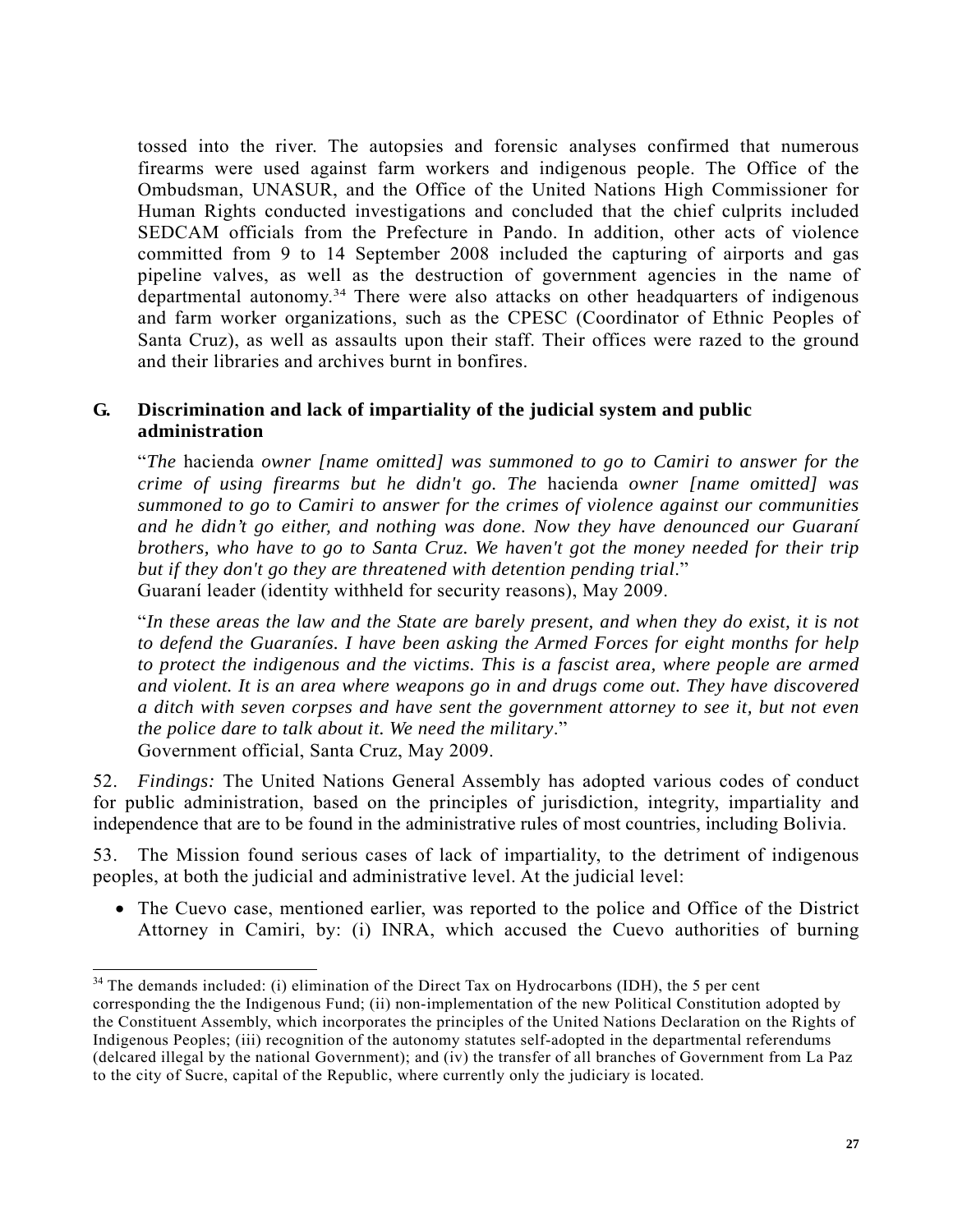tossed into the river. The autopsies and forensic analyses confirmed that numerous firearms were used against farm workers and indigenous people. The Office of the Ombudsman, UNASUR, and the Office of the United Nations High Commissioner for Human Rights conducted investigations and concluded that the chief culprits included SEDCAM officials from the Prefecture in Pando. In addition, other acts of violence committed from 9 to 14 September 2008 included the capturing of airports and gas pipeline valves, as well as the destruction of government agencies in the name of departmental autonomy.[34] There were also attacks on other headquarters of indigenous and farm worker organizations, such as the CPESC (Coordinator of Ethnic Peoples of Santa Cruz), as well as assaults upon their staff. Their offices were razed to the ground and their libraries and archives burnt in bonfires.

## G. Discrimination and lack of impartiality of the judicial system and public administration

"*The* hacienda *owner [name omitted] was summoned to go to Camiri to answer for the crime of using firearms but he didn't go. The* hacienda *owner [name omitted] was summoned to go to Camiri to answer for the crimes of violence against our communities and he didn't go either, and nothing was done. Now they have denounced our Guaraní brothers, who have to go to Santa Cruz. We haven't got the money needed for their trip but if they don't go they are threatened with detention pending trial*."
Guaraní leader (identity withheld for security reasons), May 2009.

"*In these areas the law and the State are barely present, and when they do exist, it is not to defend the Guaraníes. I have been asking the Armed Forces for eight months for help to protect the indigenous and the victims. This is a fascist area, where people are armed and violent. It is an area where weapons go in and drugs come out. They have discovered a ditch with seven corpses and have sent the government attorney to see it, but not even the police dare to talk about it. We need the military*."
Government official, Santa Cruz, May 2009.

52. *Findings:* The United Nations General Assembly has adopted various codes of conduct for public administration, based on the principles of jurisdiction, integrity, impartiality and independence that are to be found in the administrative rules of most countries, including Bolivia.

53. The Mission found serious cases of lack of impartiality, to the detriment of indigenous peoples, at both the judicial and administrative level. At the judicial level:

- The Cuevo case, mentioned earlier, was reported to the police and Office of the District Attorney in Camiri, by: (i) INRA, which accused the Cuevo authorities of burning

---

[34] The demands included: (i) elimination of the Direct Tax on Hydrocarbons (IDH), the 5 per cent corresponding the the Indigenous Fund; (ii) non-implementation of the new Political Constitution adopted by the Constituent Assembly, which incorporates the principles of the United Nations Declaration on the Rights of Indigenous Peoples; (iii) recognition of the autonomy statutes self-adopted in the departmental referendums (delcared illegal by the national Government); and (iv) the transfer of all branches of Government from La Paz to the city of Sucre, capital of the Republic, where currently only the judiciary is located.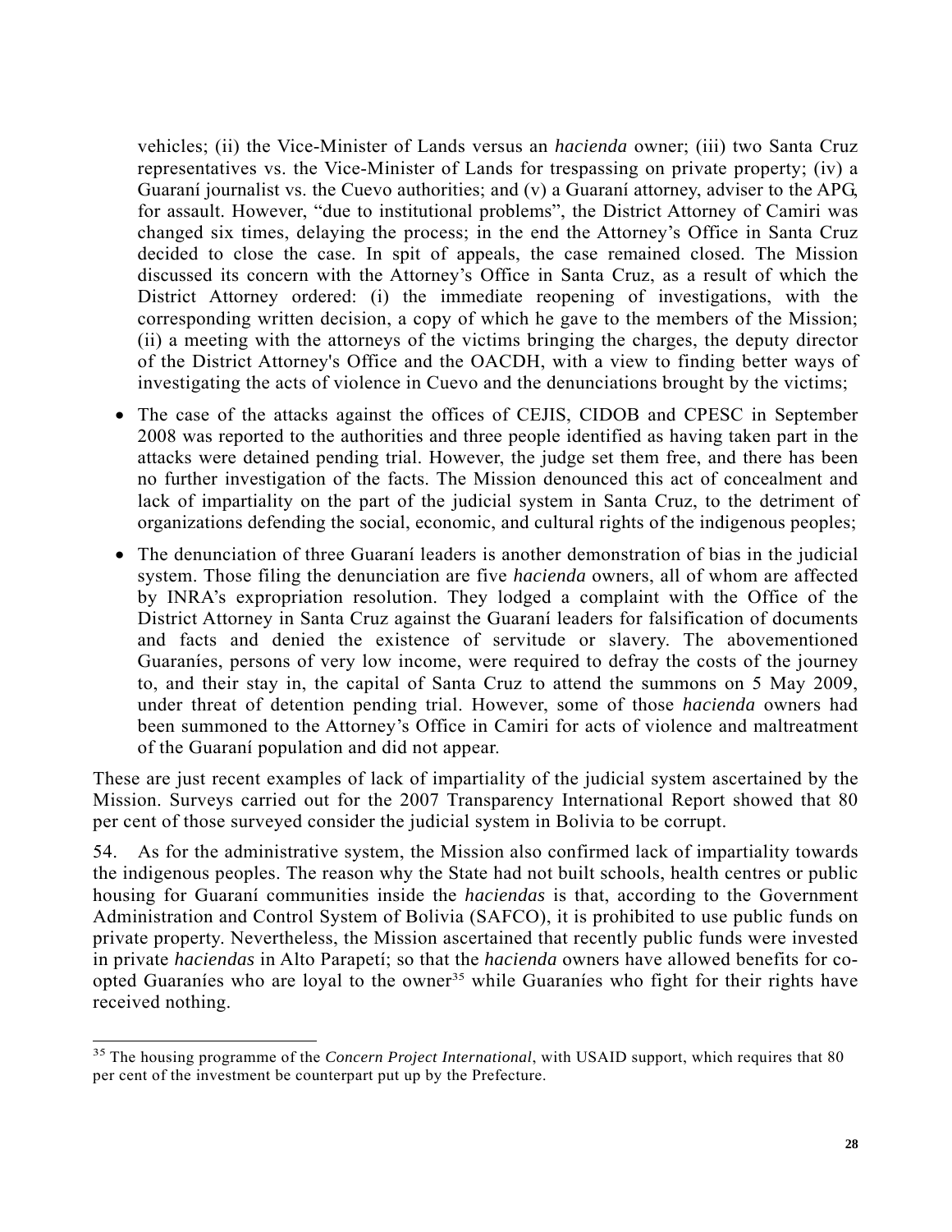vehicles; (ii) the Vice-Minister of Lands versus an *hacienda* owner; (iii) two Santa Cruz representatives vs. the Vice-Minister of Lands for trespassing on private property; (iv) a Guaraní journalist vs. the Cuevo authorities; and (v) a Guaraní attorney, adviser to the APG, for assault. However, "due to institutional problems", the District Attorney of Camiri was changed six times, delaying the process; in the end the Attorney's Office in Santa Cruz decided to close the case. In spit of appeals, the case remained closed. The Mission discussed its concern with the Attorney's Office in Santa Cruz, as a result of which the District Attorney ordered: (i) the immediate reopening of investigations, with the corresponding written decision, a copy of which he gave to the members of the Mission; (ii) a meeting with the attorneys of the victims bringing the charges, the deputy director of the District Attorney's Office and the OACDH, with a view to finding better ways of investigating the acts of violence in Cuevo and the denunciations brought by the victims;

- The case of the attacks against the offices of CEJIS, CIDOB and CPESC in September 2008 was reported to the authorities and three people identified as having taken part in the attacks were detained pending trial. However, the judge set them free, and there has been no further investigation of the facts. The Mission denounced this act of concealment and lack of impartiality on the part of the judicial system in Santa Cruz, to the detriment of organizations defending the social, economic, and cultural rights of the indigenous peoples;
- The denunciation of three Guaraní leaders is another demonstration of bias in the judicial system. Those filing the denunciation are five *hacienda* owners, all of whom are affected by INRA's expropriation resolution. They lodged a complaint with the Office of the District Attorney in Santa Cruz against the Guaraní leaders for falsification of documents and facts and denied the existence of servitude or slavery. The abovementioned Guaraníes, persons of very low income, were required to defray the costs of the journey to, and their stay in, the capital of Santa Cruz to attend the summons on 5 May 2009, under threat of detention pending trial. However, some of those *hacienda* owners had been summoned to the Attorney's Office in Camiri for acts of violence and maltreatment of the Guaraní population and did not appear.

These are just recent examples of lack of impartiality of the judicial system ascertained by the Mission. Surveys carried out for the 2007 Transparency International Report showed that 80 per cent of those surveyed consider the judicial system in Bolivia to be corrupt.

54. As for the administrative system, the Mission also confirmed lack of impartiality towards the indigenous peoples. The reason why the State had not built schools, health centres or public housing for Guaraní communities inside the *haciendas* is that, according to the Government Administration and Control System of Bolivia (SAFCO), it is prohibited to use public funds on private property. Nevertheless, the Mission ascertained that recently public funds were invested in private *haciendas* in Alto Parapetí; so that the *hacienda* owners have allowed benefits for co-opted Guaraníes who are loyal to the owner[35] while Guaraníes who fight for their rights have received nothing.

---

[35] The housing programme of the *Concern Project International*, with USAID support, which requires that 80 per cent of the investment be counterpart put up by the Prefecture.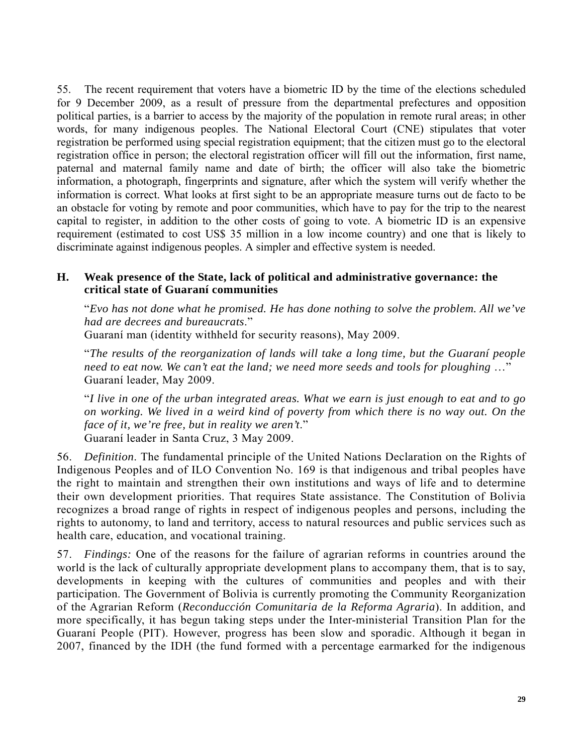55. The recent requirement that voters have a biometric ID by the time of the elections scheduled for 9 December 2009, as a result of pressure from the departmental prefectures and opposition political parties, is a barrier to access by the majority of the population in remote rural areas; in other words, for many indigenous peoples. The National Electoral Court (CNE) stipulates that voter registration be performed using special registration equipment; that the citizen must go to the electoral registration office in person; the electoral registration officer will fill out the information, first name, paternal and maternal family name and date of birth; the officer will also take the biometric information, a photograph, fingerprints and signature, after which the system will verify whether the information is correct. What looks at first sight to be an appropriate measure turns out de facto to be an obstacle for voting by remote and poor communities, which have to pay for the trip to the nearest capital to register, in addition to the other costs of going to vote. A biometric ID is an expensive requirement (estimated to cost US$ 35 million in a low income country) and one that is likely to discriminate against indigenous peoples. A simpler and effective system is needed.

### H. Weak presence of the State, lack of political and administrative governance: the critical state of Guaraní communities

"*Evo has not done what he promised. He has done nothing to solve the problem. All we've had are decrees and bureaucrats*."
Guaraní man (identity withheld for security reasons), May 2009.

"*The results of the reorganization of lands will take a long time, but the Guaraní people need to eat now. We can't eat the land; we need more seeds and tools for ploughing* …"
Guaraní leader, May 2009.

"*I live in one of the urban integrated areas. What we earn is just enough to eat and to go on working. We lived in a weird kind of poverty from which there is no way out. On the face of it, we're free, but in reality we aren't*."
Guaraní leader in Santa Cruz, 3 May 2009.

56. *Definition*. The fundamental principle of the United Nations Declaration on the Rights of Indigenous Peoples and of ILO Convention No. 169 is that indigenous and tribal peoples have the right to maintain and strengthen their own institutions and ways of life and to determine their own development priorities. That requires State assistance. The Constitution of Bolivia recognizes a broad range of rights in respect of indigenous peoples and persons, including the rights to autonomy, to land and territory, access to natural resources and public services such as health care, education, and vocational training.

57. *Findings:* One of the reasons for the failure of agrarian reforms in countries around the world is the lack of culturally appropriate development plans to accompany them, that is to say, developments in keeping with the cultures of communities and peoples and with their participation. The Government of Bolivia is currently promoting the Community Reorganization of the Agrarian Reform (*Reconducción Comunitaria de la Reforma Agraria*). In addition, and more specifically, it has begun taking steps under the Inter-ministerial Transition Plan for the Guaraní People (PIT). However, progress has been slow and sporadic. Although it began in 2007, financed by the IDH (the fund formed with a percentage earmarked for the indigenous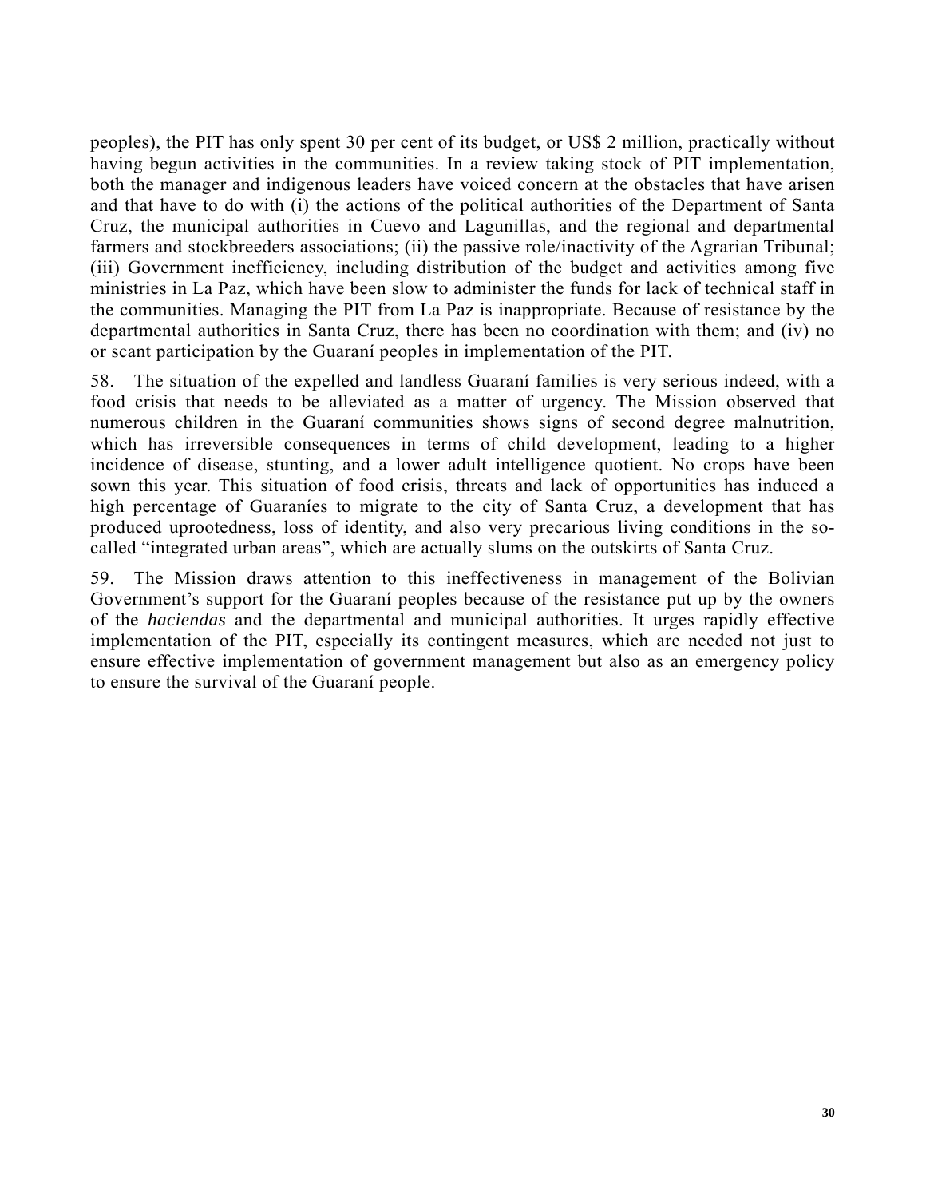peoples), the PIT has only spent 30 per cent of its budget, or US$ 2 million, practically without having begun activities in the communities. In a review taking stock of PIT implementation, both the manager and indigenous leaders have voiced concern at the obstacles that have arisen and that have to do with (i) the actions of the political authorities of the Department of Santa Cruz, the municipal authorities in Cuevo and Lagunillas, and the regional and departmental farmers and stockbreeders associations; (ii) the passive role/inactivity of the Agrarian Tribunal; (iii) Government inefficiency, including distribution of the budget and activities among five ministries in La Paz, which have been slow to administer the funds for lack of technical staff in the communities. Managing the PIT from La Paz is inappropriate. Because of resistance by the departmental authorities in Santa Cruz, there has been no coordination with them; and (iv) no or scant participation by the Guaraní peoples in implementation of the PIT.

58. The situation of the expelled and landless Guaraní families is very serious indeed, with a food crisis that needs to be alleviated as a matter of urgency. The Mission observed that numerous children in the Guaraní communities shows signs of second degree malnutrition, which has irreversible consequences in terms of child development, leading to a higher incidence of disease, stunting, and a lower adult intelligence quotient. No crops have been sown this year. This situation of food crisis, threats and lack of opportunities has induced a high percentage of Guaraníes to migrate to the city of Santa Cruz, a development that has produced uprootedness, loss of identity, and also very precarious living conditions in the so-called "integrated urban areas", which are actually slums on the outskirts of Santa Cruz.

59. The Mission draws attention to this ineffectiveness in management of the Bolivian Government's support for the Guaraní peoples because of the resistance put up by the owners of the *haciendas* and the departmental and municipal authorities. It urges rapidly effective implementation of the PIT, especially its contingent measures, which are needed not just to ensure effective implementation of government management but also as an emergency policy to ensure the survival of the Guaraní people.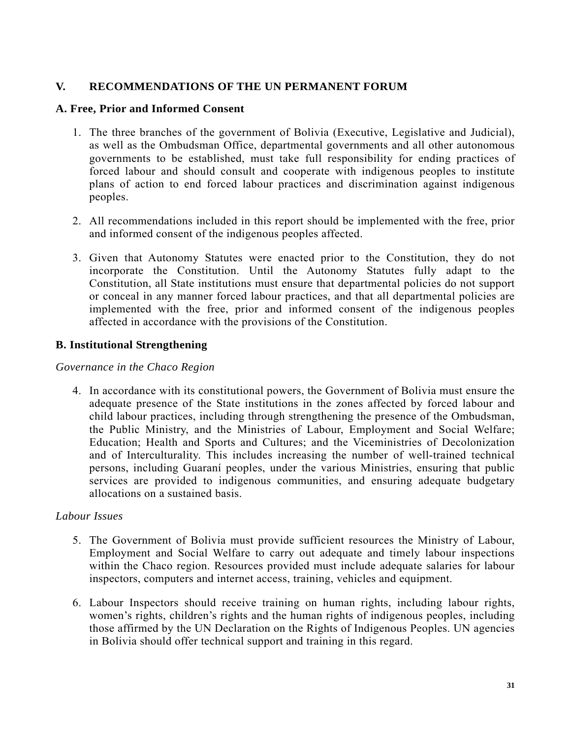## V. RECOMMENDATIONS OF THE UN PERMANENT FORUM

### A. Free, Prior and Informed Consent

1. The three branches of the government of Bolivia (Executive, Legislative and Judicial), as well as the Ombudsman Office, departmental governments and all other autonomous governments to be established, must take full responsibility for ending practices of forced labour and should consult and cooperate with indigenous peoples to institute plans of action to end forced labour practices and discrimination against indigenous peoples.

2. All recommendations included in this report should be implemented with the free, prior and informed consent of the indigenous peoples affected.

3. Given that Autonomy Statutes were enacted prior to the Constitution, they do not incorporate the Constitution. Until the Autonomy Statutes fully adapt to the Constitution, all State institutions must ensure that departmental policies do not support or conceal in any manner forced labour practices, and that all departmental policies are implemented with the free, prior and informed consent of the indigenous peoples affected in accordance with the provisions of the Constitution.

### B. Institutional Strengthening

*Governance in the Chaco Region*

4. In accordance with its constitutional powers, the Government of Bolivia must ensure the adequate presence of the State institutions in the zones affected by forced labour and child labour practices, including through strengthening the presence of the Ombudsman, the Public Ministry, and the Ministries of Labour, Employment and Social Welfare; Education; Health and Sports and Cultures; and the Viceministries of Decolonization and of Interculturality. This includes increasing the number of well-trained technical persons, including Guaraní peoples, under the various Ministries, ensuring that public services are provided to indigenous communities, and ensuring adequate budgetary allocations on a sustained basis.

*Labour Issues*

5. The Government of Bolivia must provide sufficient resources the Ministry of Labour, Employment and Social Welfare to carry out adequate and timely labour inspections within the Chaco region. Resources provided must include adequate salaries for labour inspectors, computers and internet access, training, vehicles and equipment.

6. Labour Inspectors should receive training on human rights, including labour rights, women's rights, children's rights and the human rights of indigenous peoples, including those affirmed by the UN Declaration on the Rights of Indigenous Peoples. UN agencies in Bolivia should offer technical support and training in this regard.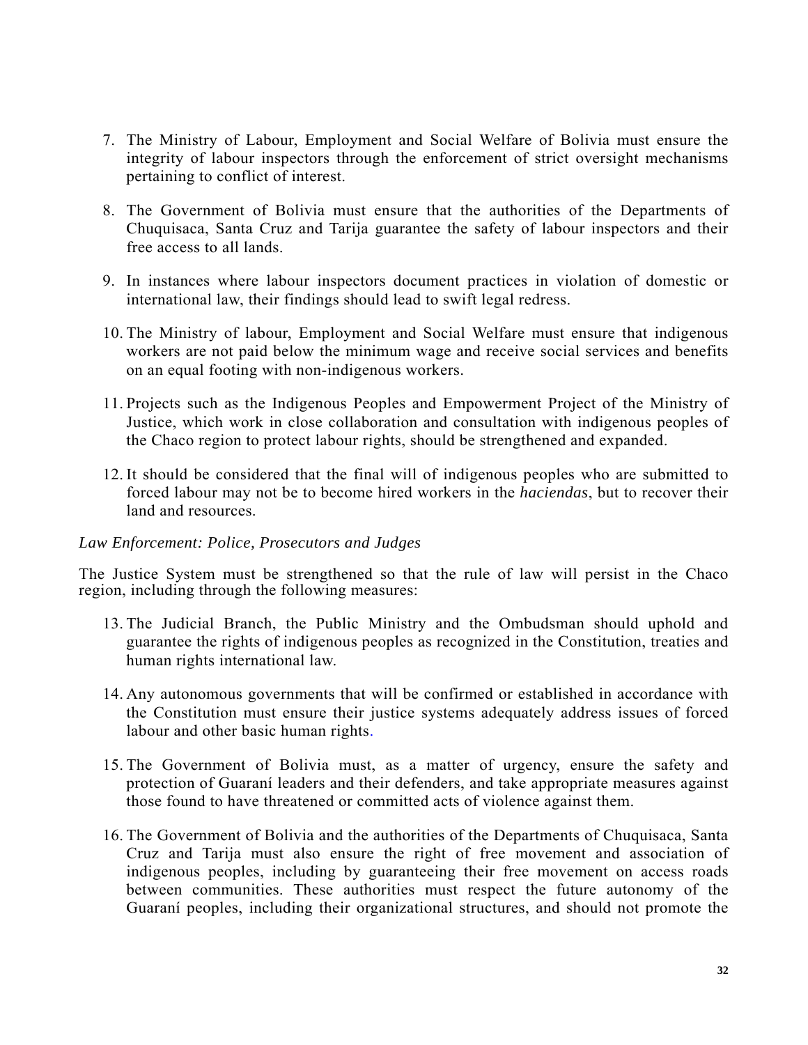7. The Ministry of Labour, Employment and Social Welfare of Bolivia must ensure the integrity of labour inspectors through the enforcement of strict oversight mechanisms pertaining to conflict of interest.

8. The Government of Bolivia must ensure that the authorities of the Departments of Chuquisaca, Santa Cruz and Tarija guarantee the safety of labour inspectors and their free access to all lands.

9. In instances where labour inspectors document practices in violation of domestic or international law, their findings should lead to swift legal redress.

10. The Ministry of labour, Employment and Social Welfare must ensure that indigenous workers are not paid below the minimum wage and receive social services and benefits on an equal footing with non-indigenous workers.

11. Projects such as the Indigenous Peoples and Empowerment Project of the Ministry of Justice, which work in close collaboration and consultation with indigenous peoples of the Chaco region to protect labour rights, should be strengthened and expanded.

12. It should be considered that the final will of indigenous peoples who are submitted to forced labour may not be to become hired workers in the *haciendas*, but to recover their land and resources.

*Law Enforcement: Police, Prosecutors and Judges*

The Justice System must be strengthened so that the rule of law will persist in the Chaco region, including through the following measures:

13. The Judicial Branch, the Public Ministry and the Ombudsman should uphold and guarantee the rights of indigenous peoples as recognized in the Constitution, treaties and human rights international law.

14. Any autonomous governments that will be confirmed or established in accordance with the Constitution must ensure their justice systems adequately address issues of forced labour and other basic human rights.

15. The Government of Bolivia must, as a matter of urgency, ensure the safety and protection of Guaraní leaders and their defenders, and take appropriate measures against those found to have threatened or committed acts of violence against them.

16. The Government of Bolivia and the authorities of the Departments of Chuquisaca, Santa Cruz and Tarija must also ensure the right of free movement and association of indigenous peoples, including by guaranteeing their free movement on access roads between communities. These authorities must respect the future autonomy of the Guaraní peoples, including their organizational structures, and should not promote the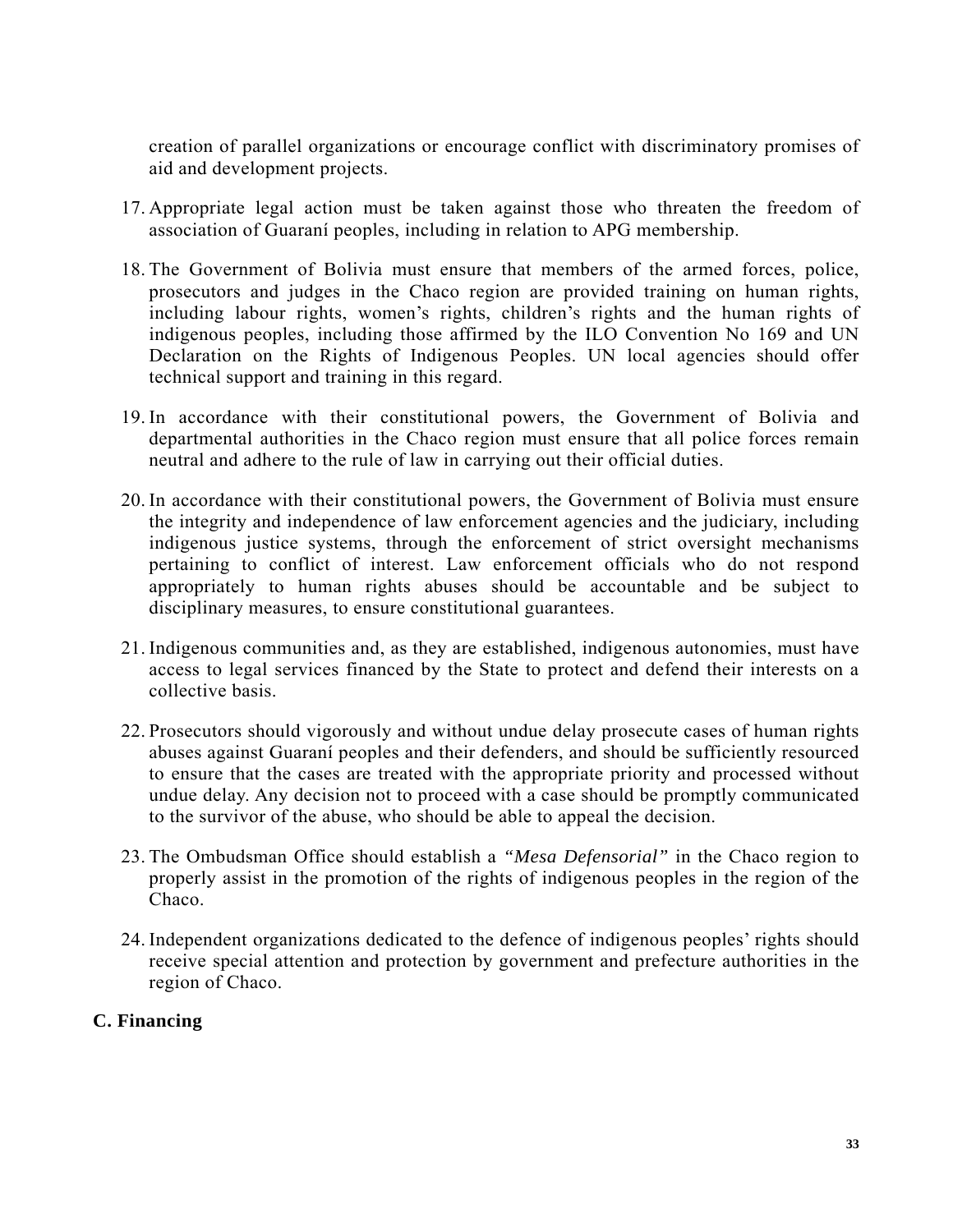creation of parallel organizations or encourage conflict with discriminatory promises of aid and development projects.

17. Appropriate legal action must be taken against those who threaten the freedom of association of Guaraní peoples, including in relation to APG membership.

18. The Government of Bolivia must ensure that members of the armed forces, police, prosecutors and judges in the Chaco region are provided training on human rights, including labour rights, women's rights, children's rights and the human rights of indigenous peoples, including those affirmed by the ILO Convention No 169 and UN Declaration on the Rights of Indigenous Peoples. UN local agencies should offer technical support and training in this regard.

19. In accordance with their constitutional powers, the Government of Bolivia and departmental authorities in the Chaco region must ensure that all police forces remain neutral and adhere to the rule of law in carrying out their official duties.

20. In accordance with their constitutional powers, the Government of Bolivia must ensure the integrity and independence of law enforcement agencies and the judiciary, including indigenous justice systems, through the enforcement of strict oversight mechanisms pertaining to conflict of interest. Law enforcement officials who do not respond appropriately to human rights abuses should be accountable and be subject to disciplinary measures, to ensure constitutional guarantees.

21. Indigenous communities and, as they are established, indigenous autonomies, must have access to legal services financed by the State to protect and defend their interests on a collective basis.

22. Prosecutors should vigorously and without undue delay prosecute cases of human rights abuses against Guaraní peoples and their defenders, and should be sufficiently resourced to ensure that the cases are treated with the appropriate priority and processed without undue delay. Any decision not to proceed with a case should be promptly communicated to the survivor of the abuse, who should be able to appeal the decision.

23. The Ombudsman Office should establish a *"Mesa Defensorial"* in the Chaco region to properly assist in the promotion of the rights of indigenous peoples in the region of the Chaco.

24. Independent organizations dedicated to the defence of indigenous peoples' rights should receive special attention and protection by government and prefecture authorities in the region of Chaco.

## C. Financing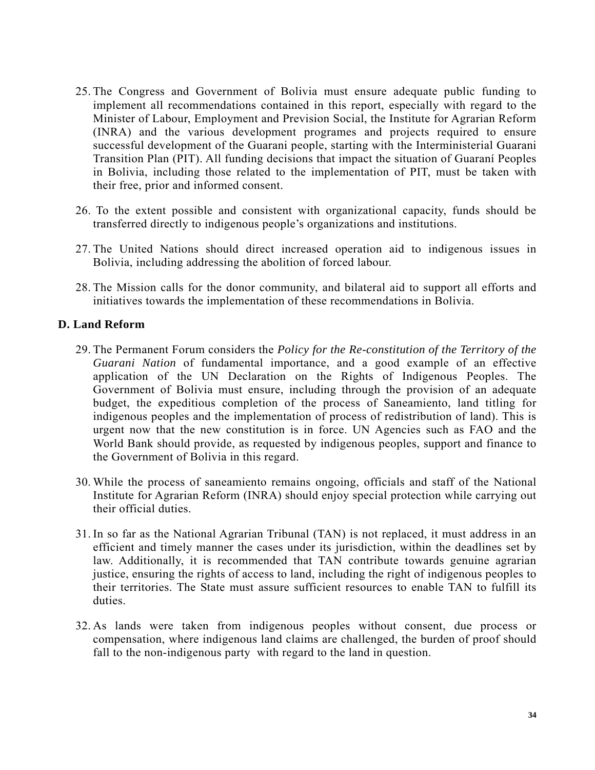25. The Congress and Government of Bolivia must ensure adequate public funding to implement all recommendations contained in this report, especially with regard to the Minister of Labour, Employment and Prevision Social, the Institute for Agrarian Reform (INRA) and the various development programes and projects required to ensure successful development of the Guarani people, starting with the Interministerial Guarani Transition Plan (PIT). All funding decisions that impact the situation of Guaraní Peoples in Bolivia, including those related to the implementation of PIT, must be taken with their free, prior and informed consent.

26. To the extent possible and consistent with organizational capacity, funds should be transferred directly to indigenous people's organizations and institutions.

27. The United Nations should direct increased operation aid to indigenous issues in Bolivia, including addressing the abolition of forced labour.

28. The Mission calls for the donor community, and bilateral aid to support all efforts and initiatives towards the implementation of these recommendations in Bolivia.

**D. Land Reform**

29. The Permanent Forum considers the *Policy for the Re-constitution of the Territory of the Guarani Nation* of fundamental importance, and a good example of an effective application of the UN Declaration on the Rights of Indigenous Peoples. The Government of Bolivia must ensure, including through the provision of an adequate budget, the expeditious completion of the process of Saneamiento, land titling for indigenous peoples and the implementation of process of redistribution of land). This is urgent now that the new constitution is in force. UN Agencies such as FAO and the World Bank should provide, as requested by indigenous peoples, support and finance to the Government of Bolivia in this regard.

30. While the process of saneamiento remains ongoing, officials and staff of the National Institute for Agrarian Reform (INRA) should enjoy special protection while carrying out their official duties.

31. In so far as the National Agrarian Tribunal (TAN) is not replaced, it must address in an efficient and timely manner the cases under its jurisdiction, within the deadlines set by law. Additionally, it is recommended that TAN contribute towards genuine agrarian justice, ensuring the rights of access to land, including the right of indigenous peoples to their territories. The State must assure sufficient resources to enable TAN to fulfill its duties.

32. As lands were taken from indigenous peoples without consent, due process or compensation, where indigenous land claims are challenged, the burden of proof should fall to the non-indigenous party with regard to the land in question.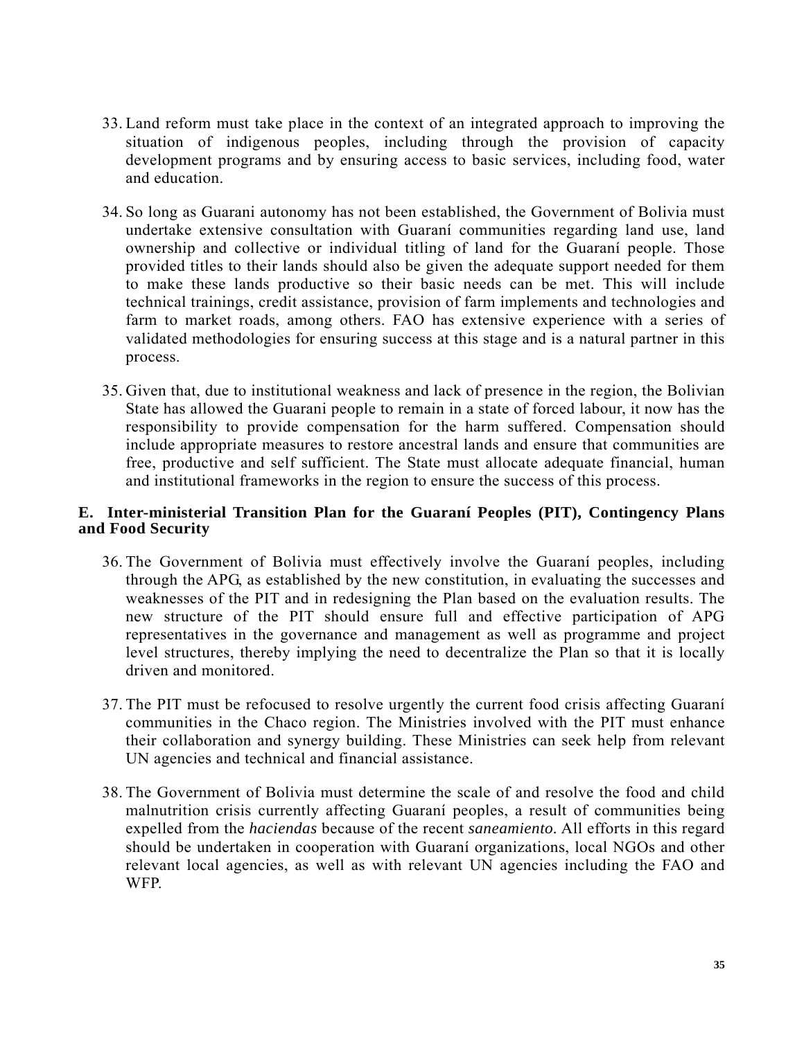33. Land reform must take place in the context of an integrated approach to improving the situation of indigenous peoples, including through the provision of capacity development programs and by ensuring access to basic services, including food, water and education.

34. So long as Guarani autonomy has not been established, the Government of Bolivia must undertake extensive consultation with Guaraní communities regarding land use, land ownership and collective or individual titling of land for the Guaraní people. Those provided titles to their lands should also be given the adequate support needed for them to make these lands productive so their basic needs can be met. This will include technical trainings, credit assistance, provision of farm implements and technologies and farm to market roads, among others. FAO has extensive experience with a series of validated methodologies for ensuring success at this stage and is a natural partner in this process.

35. Given that, due to institutional weakness and lack of presence in the region, the Bolivian State has allowed the Guarani people to remain in a state of forced labour, it now has the responsibility to provide compensation for the harm suffered. Compensation should include appropriate measures to restore ancestral lands and ensure that communities are free, productive and self sufficient. The State must allocate adequate financial, human and institutional frameworks in the region to ensure the success of this process.

### E. Inter-ministerial Transition Plan for the Guaraní Peoples (PIT), Contingency Plans and Food Security

36. The Government of Bolivia must effectively involve the Guaraní peoples, including through the APG, as established by the new constitution, in evaluating the successes and weaknesses of the PIT and in redesigning the Plan based on the evaluation results. The new structure of the PIT should ensure full and effective participation of APG representatives in the governance and management as well as programme and project level structures, thereby implying the need to decentralize the Plan so that it is locally driven and monitored.

37. The PIT must be refocused to resolve urgently the current food crisis affecting Guaraní communities in the Chaco region. The Ministries involved with the PIT must enhance their collaboration and synergy building. These Ministries can seek help from relevant UN agencies and technical and financial assistance.

38. The Government of Bolivia must determine the scale of and resolve the food and child malnutrition crisis currently affecting Guaraní peoples, a result of communities being expelled from the *haciendas* because of the recent *saneamiento.* All efforts in this regard should be undertaken in cooperation with Guaraní organizations, local NGOs and other relevant local agencies, as well as with relevant UN agencies including the FAO and WFP.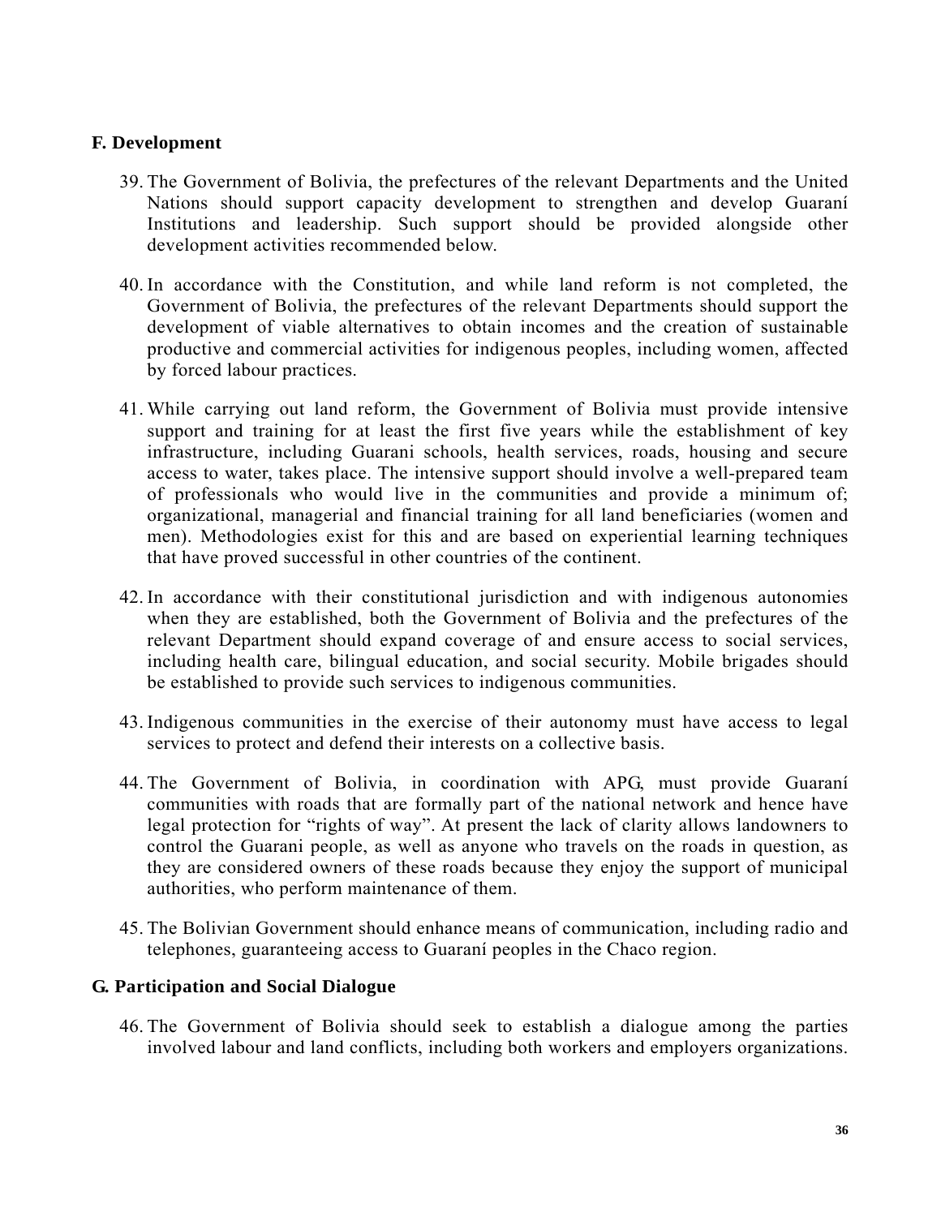## F. Development

39. The Government of Bolivia, the prefectures of the relevant Departments and the United Nations should support capacity development to strengthen and develop Guaraní Institutions and leadership. Such support should be provided alongside other development activities recommended below.

40. In accordance with the Constitution, and while land reform is not completed, the Government of Bolivia, the prefectures of the relevant Departments should support the development of viable alternatives to obtain incomes and the creation of sustainable productive and commercial activities for indigenous peoples, including women, affected by forced labour practices.

41. While carrying out land reform, the Government of Bolivia must provide intensive support and training for at least the first five years while the establishment of key infrastructure, including Guarani schools, health services, roads, housing and secure access to water, takes place. The intensive support should involve a well-prepared team of professionals who would live in the communities and provide a minimum of; organizational, managerial and financial training for all land beneficiaries (women and men). Methodologies exist for this and are based on experiential learning techniques that have proved successful in other countries of the continent.

42. In accordance with their constitutional jurisdiction and with indigenous autonomies when they are established, both the Government of Bolivia and the prefectures of the relevant Department should expand coverage of and ensure access to social services, including health care, bilingual education, and social security. Mobile brigades should be established to provide such services to indigenous communities.

43. Indigenous communities in the exercise of their autonomy must have access to legal services to protect and defend their interests on a collective basis.

44. The Government of Bolivia, in coordination with APG, must provide Guaraní communities with roads that are formally part of the national network and hence have legal protection for "rights of way". At present the lack of clarity allows landowners to control the Guarani people, as well as anyone who travels on the roads in question, as they are considered owners of these roads because they enjoy the support of municipal authorities, who perform maintenance of them.

45. The Bolivian Government should enhance means of communication, including radio and telephones, guaranteeing access to Guaraní peoples in the Chaco region.

## G. Participation and Social Dialogue

46. The Government of Bolivia should seek to establish a dialogue among the parties involved labour and land conflicts, including both workers and employers organizations.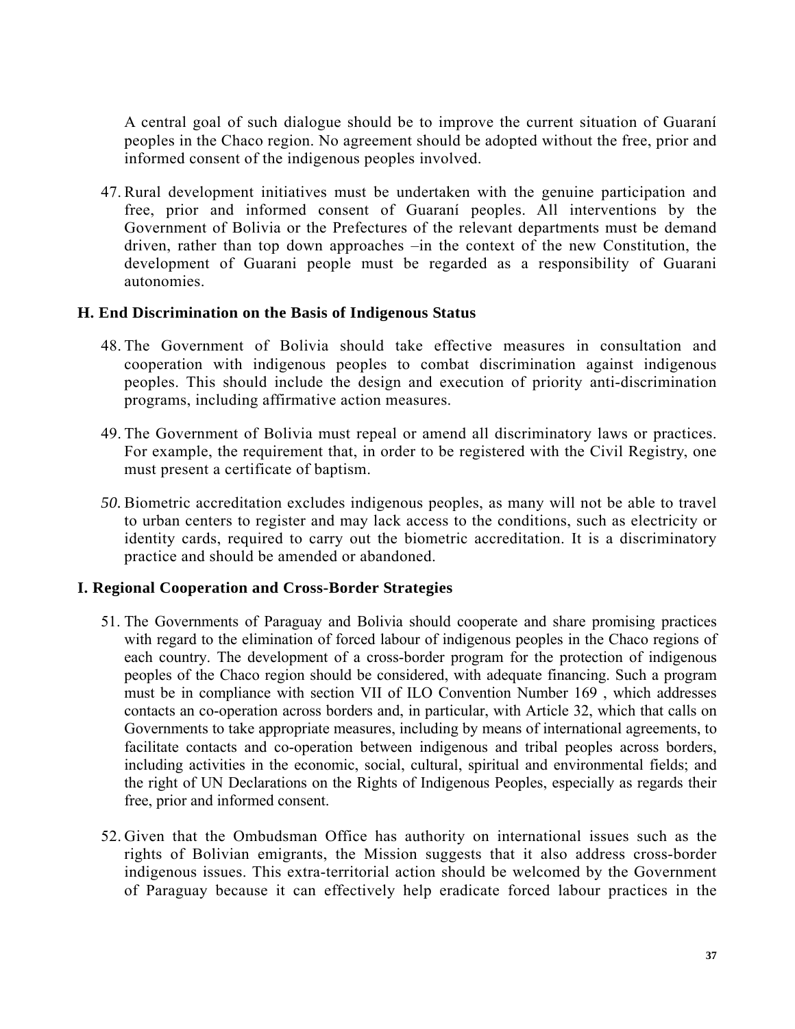A central goal of such dialogue should be to improve the current situation of Guaraní peoples in the Chaco region. No agreement should be adopted without the free, prior and informed consent of the indigenous peoples involved.

47. Rural development initiatives must be undertaken with the genuine participation and free, prior and informed consent of Guaraní peoples. All interventions by the Government of Bolivia or the Prefectures of the relevant departments must be demand driven, rather than top down approaches –in the context of the new Constitution, the development of Guarani people must be regarded as a responsibility of Guarani autonomies.

### H. End Discrimination on the Basis of Indigenous Status

48. The Government of Bolivia should take effective measures in consultation and cooperation with indigenous peoples to combat discrimination against indigenous peoples. This should include the design and execution of priority anti-discrimination programs, including affirmative action measures.

49. The Government of Bolivia must repeal or amend all discriminatory laws or practices. For example, the requirement that, in order to be registered with the Civil Registry, one must present a certificate of baptism.

50. Biometric accreditation excludes indigenous peoples, as many will not be able to travel to urban centers to register and may lack access to the conditions, such as electricity or identity cards, required to carry out the biometric accreditation. It is a discriminatory practice and should be amended or abandoned.

### I. Regional Cooperation and Cross-Border Strategies

51. The Governments of Paraguay and Bolivia should cooperate and share promising practices with regard to the elimination of forced labour of indigenous peoples in the Chaco regions of each country. The development of a cross-border program for the protection of indigenous peoples of the Chaco region should be considered, with adequate financing. Such a program must be in compliance with section VII of ILO Convention Number 169 , which addresses contacts an co-operation across borders and, in particular, with Article 32, which that calls on Governments to take appropriate measures, including by means of international agreements, to facilitate contacts and co-operation between indigenous and tribal peoples across borders, including activities in the economic, social, cultural, spiritual and environmental fields; and the right of UN Declarations on the Rights of Indigenous Peoples, especially as regards their free, prior and informed consent.

52. Given that the Ombudsman Office has authority on international issues such as the rights of Bolivian emigrants, the Mission suggests that it also address cross-border indigenous issues. This extra-territorial action should be welcomed by the Government of Paraguay because it can effectively help eradicate forced labour practices in the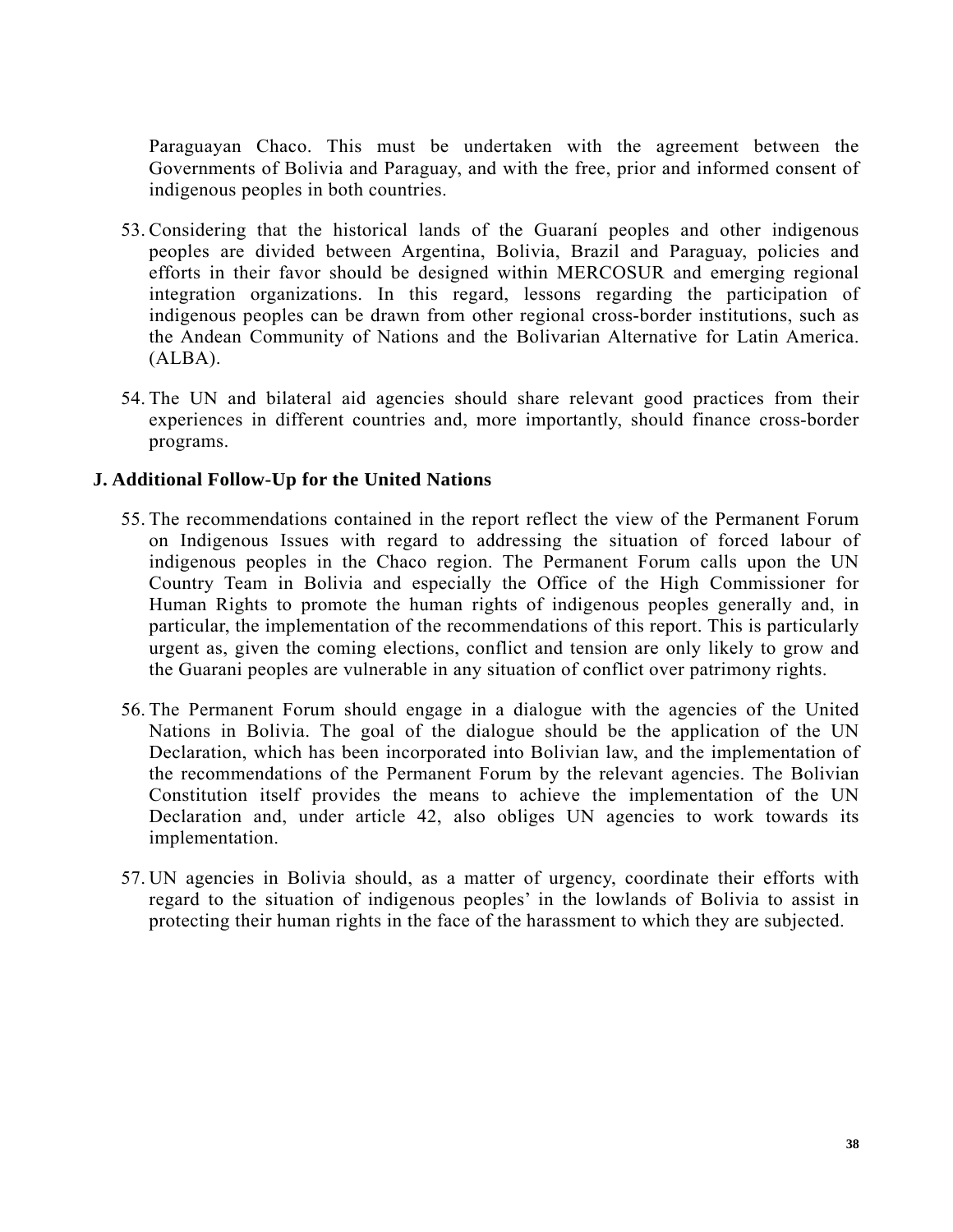Paraguayan Chaco. This must be undertaken with the agreement between the Governments of Bolivia and Paraguay, and with the free, prior and informed consent of indigenous peoples in both countries.

53. Considering that the historical lands of the Guaraní peoples and other indigenous peoples are divided between Argentina, Bolivia, Brazil and Paraguay, policies and efforts in their favor should be designed within MERCOSUR and emerging regional integration organizations. In this regard, lessons regarding the participation of indigenous peoples can be drawn from other regional cross-border institutions, such as the Andean Community of Nations and the Bolivarian Alternative for Latin America. (ALBA).

54. The UN and bilateral aid agencies should share relevant good practices from their experiences in different countries and, more importantly, should finance cross-border programs.

## J. Additional Follow-Up for the United Nations

55. The recommendations contained in the report reflect the view of the Permanent Forum on Indigenous Issues with regard to addressing the situation of forced labour of indigenous peoples in the Chaco region. The Permanent Forum calls upon the UN Country Team in Bolivia and especially the Office of the High Commissioner for Human Rights to promote the human rights of indigenous peoples generally and, in particular, the implementation of the recommendations of this report. This is particularly urgent as, given the coming elections, conflict and tension are only likely to grow and the Guarani peoples are vulnerable in any situation of conflict over patrimony rights.

56. The Permanent Forum should engage in a dialogue with the agencies of the United Nations in Bolivia. The goal of the dialogue should be the application of the UN Declaration, which has been incorporated into Bolivian law, and the implementation of the recommendations of the Permanent Forum by the relevant agencies. The Bolivian Constitution itself provides the means to achieve the implementation of the UN Declaration and, under article 42, also obliges UN agencies to work towards its implementation.

57. UN agencies in Bolivia should, as a matter of urgency, coordinate their efforts with regard to the situation of indigenous peoples' in the lowlands of Bolivia to assist in protecting their human rights in the face of the harassment to which they are subjected.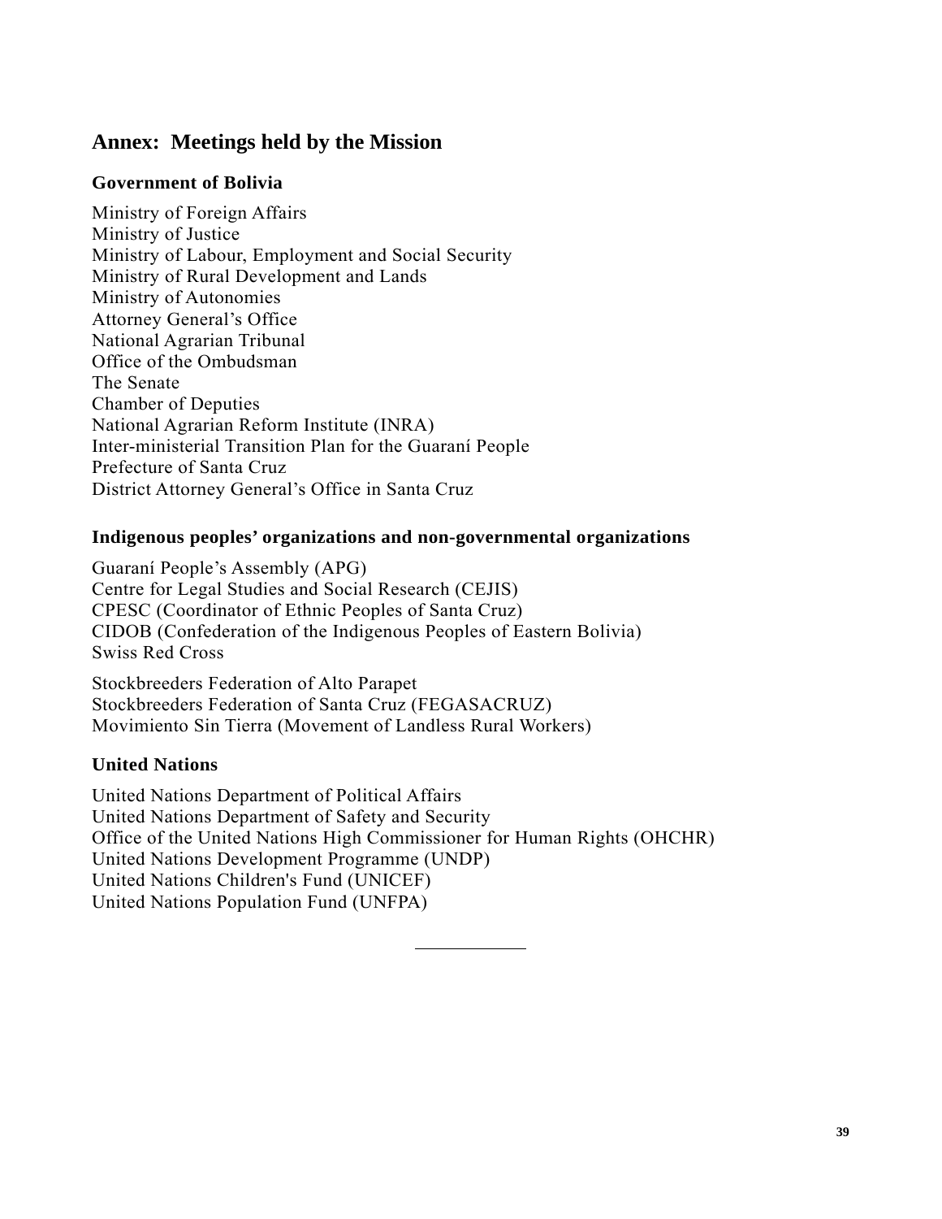## Annex: Meetings held by the Mission

### Government of Bolivia

Ministry of Foreign Affairs
Ministry of Justice
Ministry of Labour, Employment and Social Security
Ministry of Rural Development and Lands
Ministry of Autonomies
Attorney General's Office
National Agrarian Tribunal
Office of the Ombudsman
The Senate
Chamber of Deputies
National Agrarian Reform Institute (INRA)
Inter-ministerial Transition Plan for the Guaraní People
Prefecture of Santa Cruz
District Attorney General's Office in Santa Cruz

### Indigenous peoples' organizations and non-governmental organizations

Guaraní People's Assembly (APG)
Centre for Legal Studies and Social Research (CEJIS)
CPESC (Coordinator of Ethnic Peoples of Santa Cruz)
CIDOB (Confederation of the Indigenous Peoples of Eastern Bolivia)
Swiss Red Cross

Stockbreeders Federation of Alto Parapet
Stockbreeders Federation of Santa Cruz (FEGASACRUZ)
Movimiento Sin Tierra (Movement of Landless Rural Workers)

### United Nations

United Nations Department of Political Affairs
United Nations Department of Safety and Security
Office of the United Nations High Commissioner for Human Rights (OHCHR)
United Nations Development Programme (UNDP)
United Nations Children's Fund (UNICEF)
United Nations Population Fund (UNFPA)